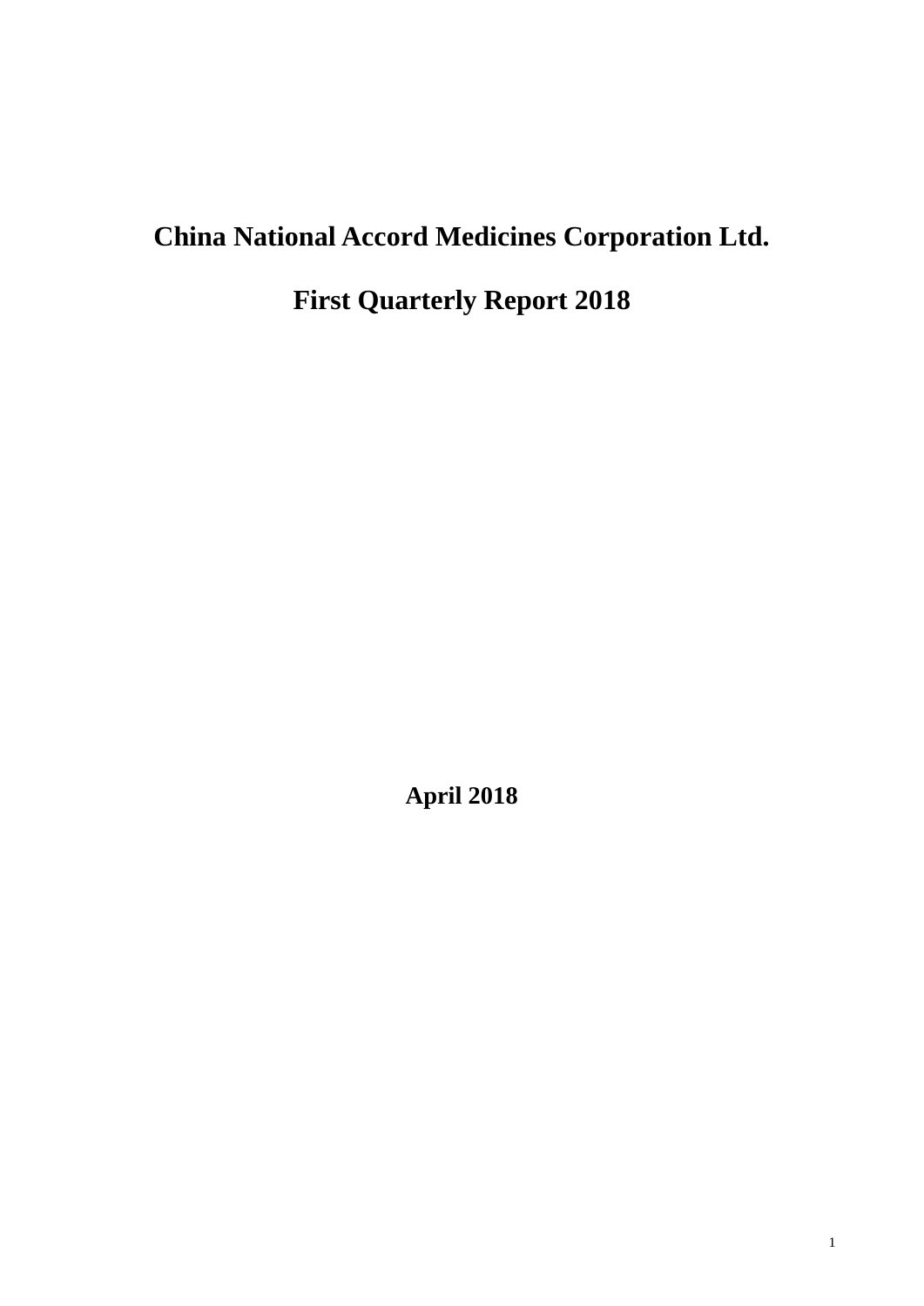# China National Accord Medicines Corporation Ltd.

# First Quarterly Report 2018

**April 2018**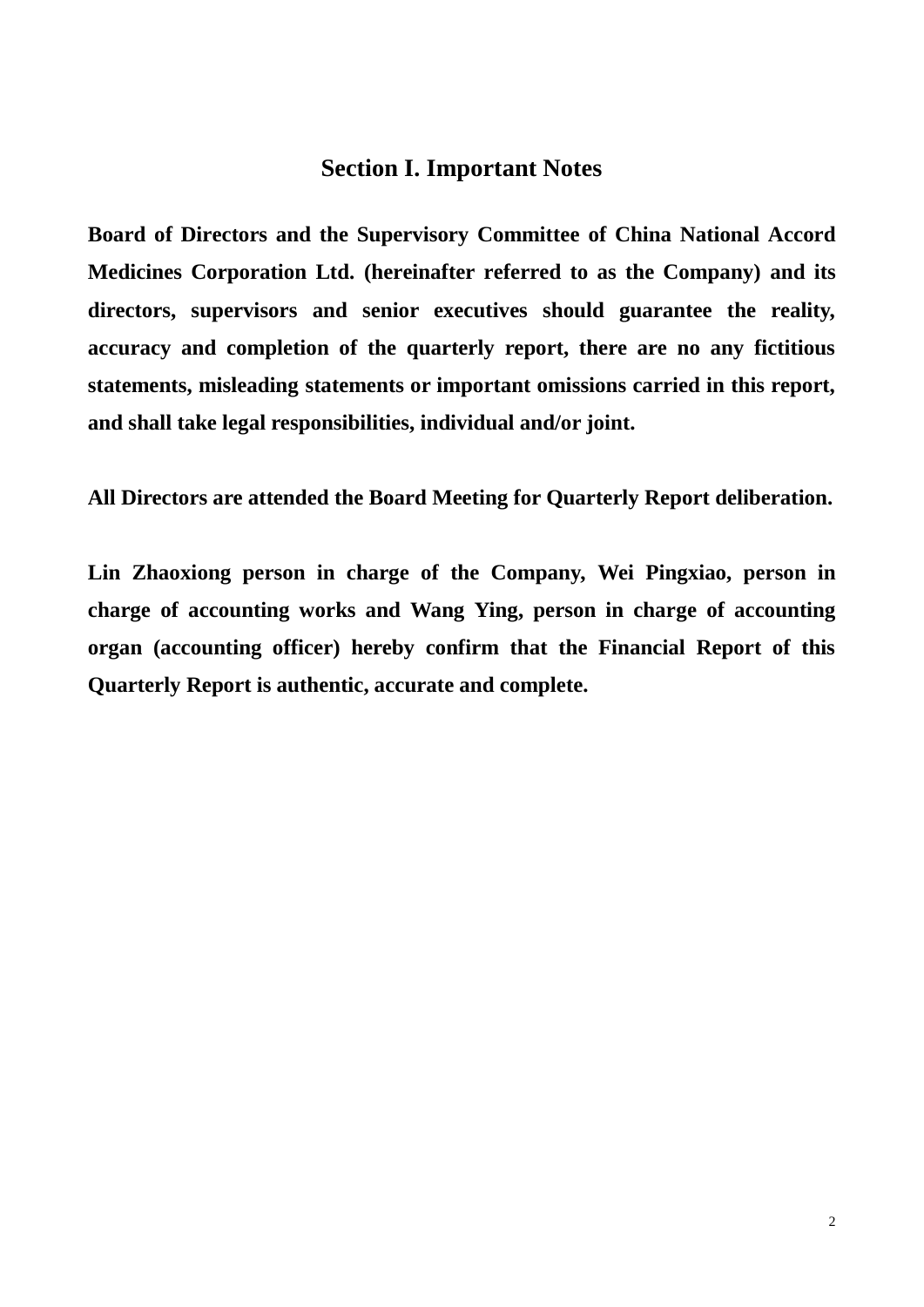# Section I. Important Notes

**Board of Directors and the Supervisory Committee of China National Accord Medicines Corporation Ltd. (hereinafter referred to as the Company) and its directors, supervisors and senior executives should guarantee the reality, accuracy and completion of the quarterly report, there are no any fictitious statements, misleading statements or important omissions carried in this report, and shall take legal responsibilities, individual and/or joint.**

**All Directors are attended the Board Meeting for Quarterly Report deliberation.**

**Lin Zhaoxiong person in charge of the Company, Wei Pingxiao, person in charge of accounting works and Wang Ying, person in charge of accounting organ (accounting officer) hereby confirm that the Financial Report of this Quarterly Report is authentic, accurate and complete.**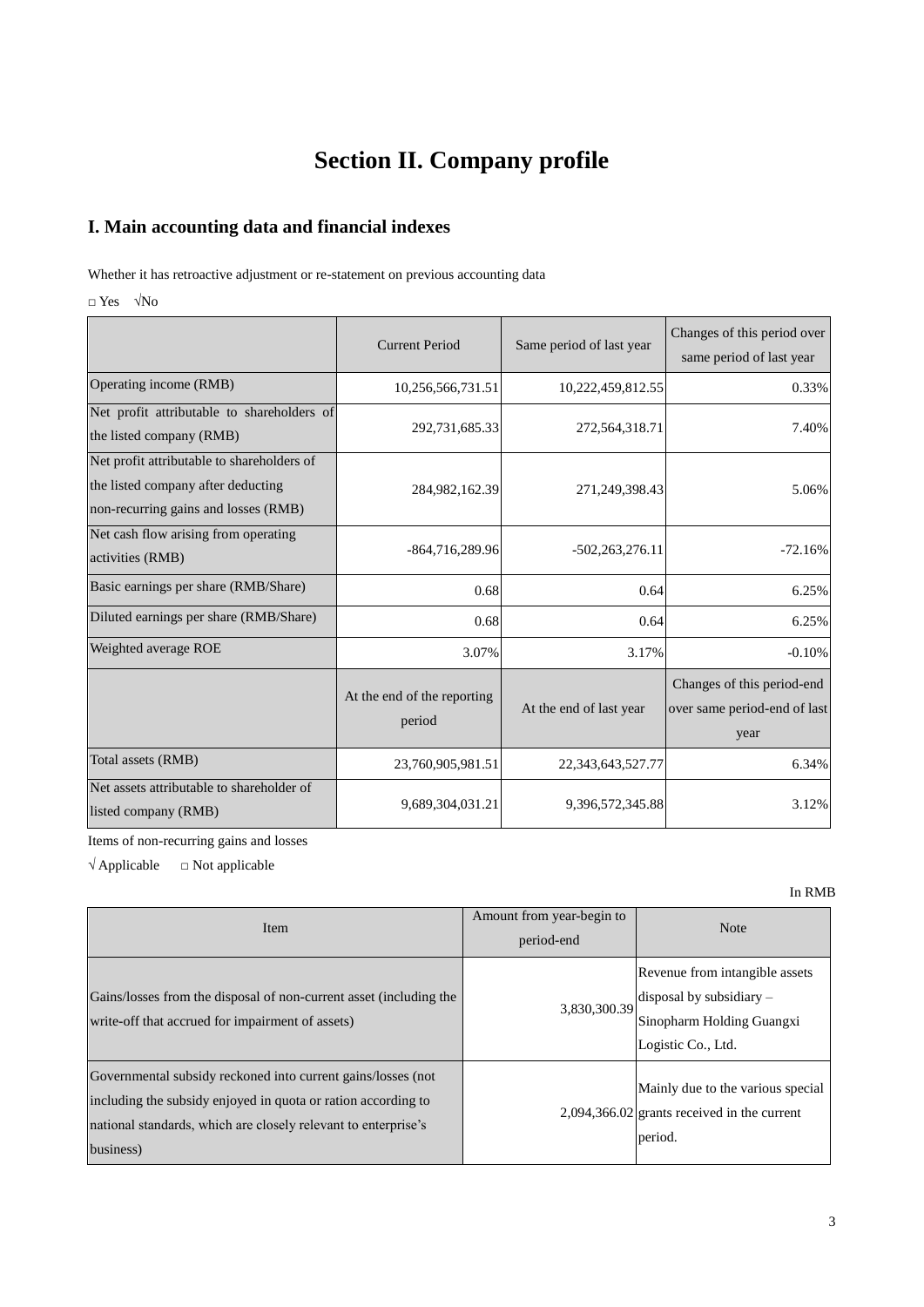# Section II. Company profile

## I. Main accounting data and financial indexes

Whether it has retroactive adjustment or re-statement on previous accounting data

□ Yes √No

| | Current Period | Same period of last year | Changes of this period over same period of last year |
|---|---|---|---|
| Operating income (RMB) | 10,256,566,731.51 | 10,222,459,812.55 | 0.33% |
| Net profit attributable to shareholders of the listed company (RMB) | 292,731,685.33 | 272,564,318.71 | 7.40% |
| Net profit attributable to shareholders of the listed company after deducting non-recurring gains and losses (RMB) | 284,982,162.39 | 271,249,398.43 | 5.06% |
| Net cash flow arising from operating activities (RMB) | -864,716,289.96 | -502,263,276.11 | -72.16% |
| Basic earnings per share (RMB/Share) | 0.68 | 0.64 | 6.25% |
| Diluted earnings per share (RMB/Share) | 0.68 | 0.64 | 6.25% |
| Weighted average ROE | 3.07% | 3.17% | -0.10% |
| | At the end of the reporting period | At the end of last year | Changes of this period-end over same period-end of last year |
| Total assets (RMB) | 23,760,905,981.51 | 22,343,643,527.77 | 6.34% |
| Net assets attributable to shareholder of listed company (RMB) | 9,689,304,031.21 | 9,396,572,345.88 | 3.12% |

Items of non-recurring gains and losses

√ Applicable □ Not applicable

In RMB

| Item | Amount from year-begin to period-end | Note |
|---|---|---|
| Gains/losses from the disposal of non-current asset (including the write-off that accrued for impairment of assets) | 3,830,300.39 | Revenue from intangible assets disposal by subsidiary – Sinopharm Holding Guangxi Logistic Co., Ltd. |
| Governmental subsidy reckoned into current gains/losses (not including the subsidy enjoyed in quota or ration according to national standards, which are closely relevant to enterprise's business) | 2,094,366.02 | Mainly due to the various special grants received in the current period. |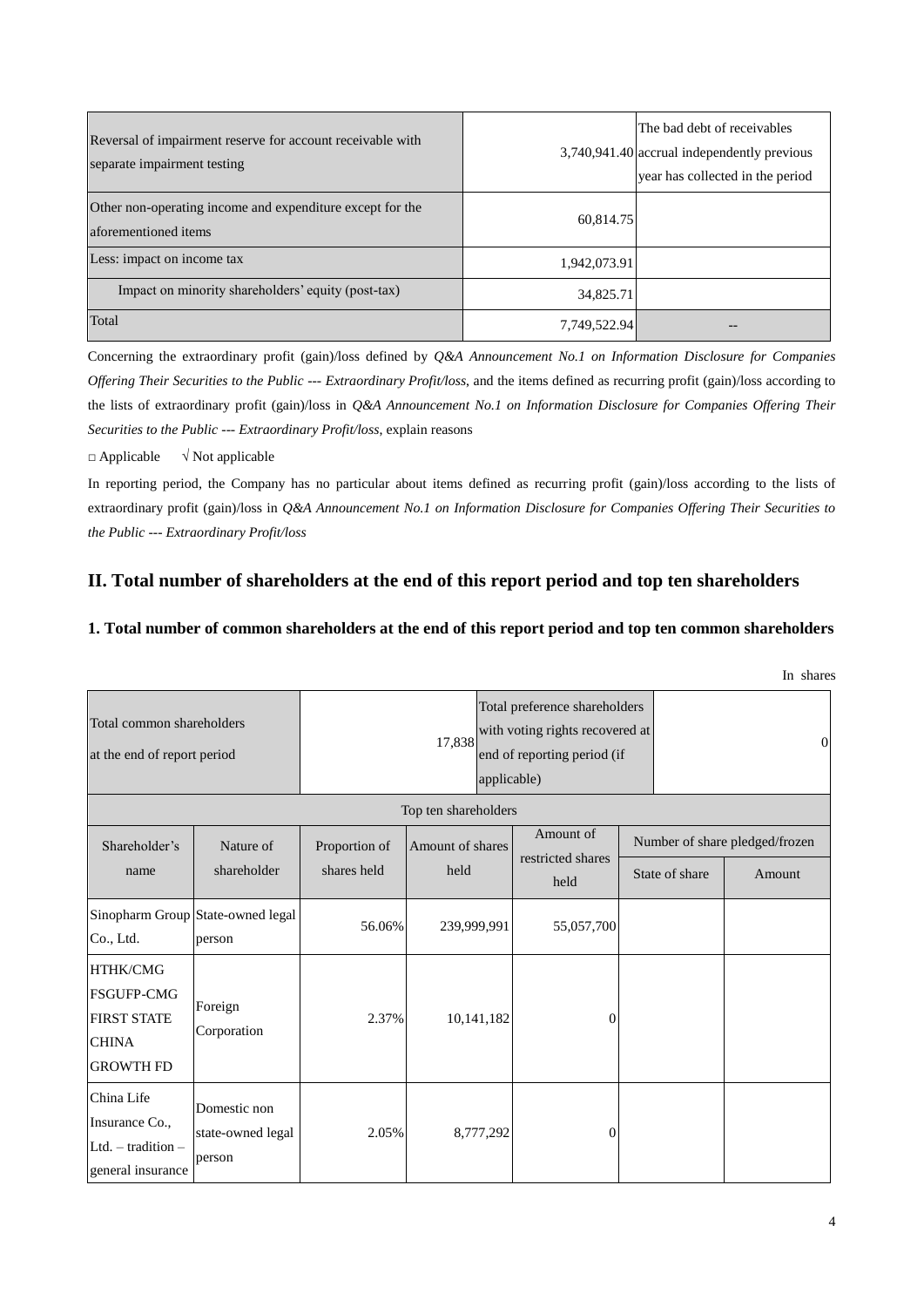| | | |
|---|---|---|
| Reversal of impairment reserve for account receivable with separate impairment testing | 3,740,941.40 | The bad debt of receivables accrual independently previous year has collected in the period |
| Other non-operating income and expenditure except for the aforementioned items | 60,814.75 | |
| Less: impact on income tax | 1,942,073.91 | |
| Impact on minority shareholders' equity (post-tax) | 34,825.71 | |
| Total | 7,749,522.94 | -- |

Concerning the extraordinary profit (gain)/loss defined by *Q&A Announcement No.1 on Information Disclosure for Companies Offering Their Securities to the Public --- Extraordinary Profit/loss*, and the items defined as recurring profit (gain)/loss according to the lists of extraordinary profit (gain)/loss in *Q&A Announcement No.1 on Information Disclosure for Companies Offering Their Securities to the Public --- Extraordinary Profit/loss*, explain reasons

□ Applicable √ Not applicable

In reporting period, the Company has no particular about items defined as recurring profit (gain)/loss according to the lists of extraordinary profit (gain)/loss in *Q&A Announcement No.1 on Information Disclosure for Companies Offering Their Securities to the Public --- Extraordinary Profit/loss*

## II. Total number of shareholders at the end of this report period and top ten shareholders

### 1. Total number of common shareholders at the end of this report period and top ten common shareholders

In shares

| Total common shareholders at the end of report period | | 17,838 | Total preference shareholders with voting rights recovered at end of reporting period (if applicable) | | 0 | |
|---|---|---|---|---|---|---|
| Top ten shareholders | | | | | | |
| Shareholder's name | Nature of shareholder | Proportion of shares held | Amount of shares held | Amount of restricted shares held | Number of share pledged/frozen | |
| | | | | | State of share | Amount |
| Sinopharm Group Co., Ltd. | State-owned legal person | 56.06% | 239,999,991 | 55,057,700 | | |
| HTHK/CMG FSGUFP-CMG FIRST STATE CHINA GROWTH FD | Foreign Corporation | 2.37% | 10,141,182 | 0 | | |
| China Life Insurance Co., Ltd. – tradition – general insurance | Domestic non state-owned legal person | 2.05% | 8,777,292 | 0 | | |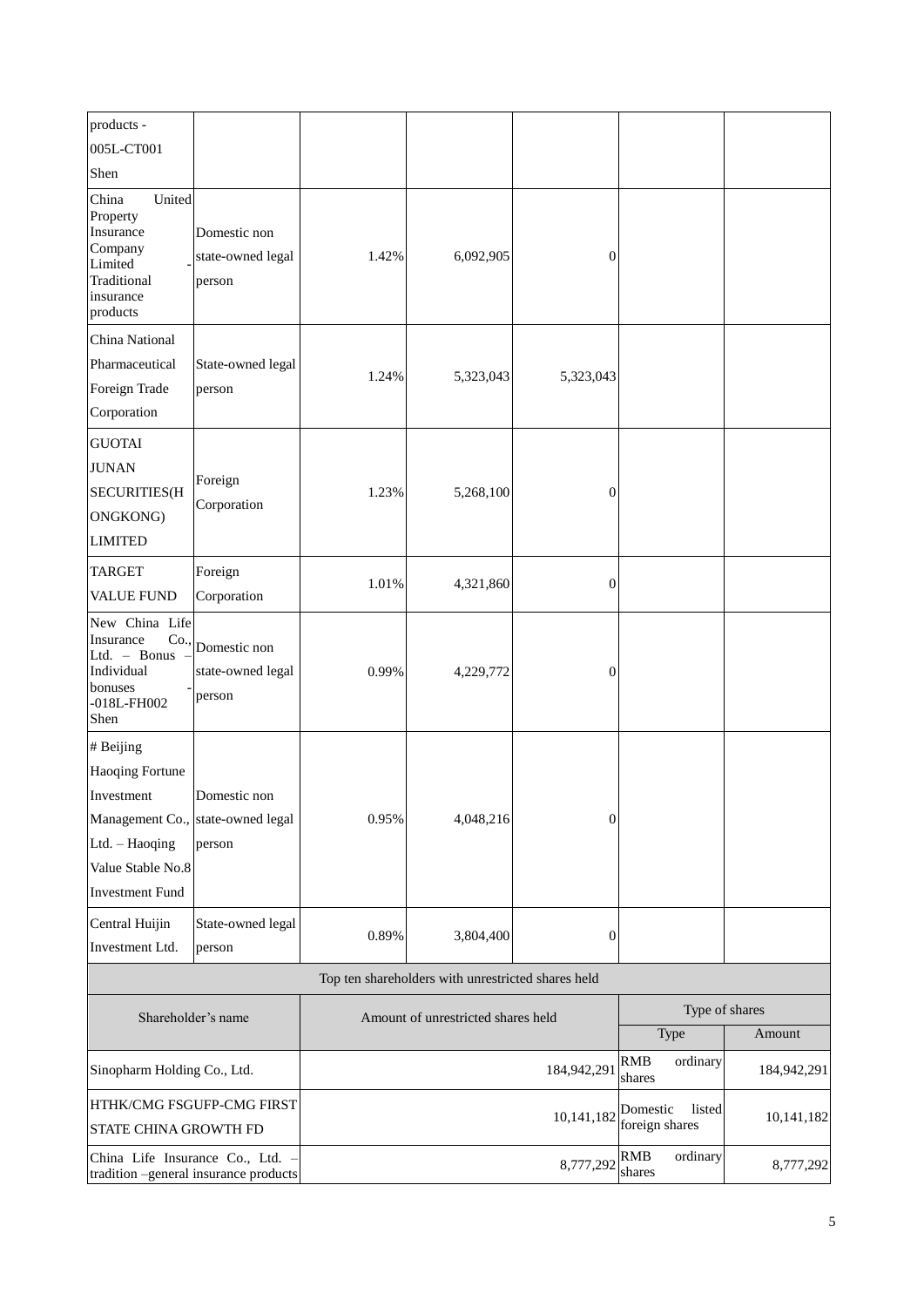| | | | | | | |
|---|---|---|---|---|---|---|
| products - 005L-CT001 Shen | | | | | | |
| China United Property Insurance Company Limited - Traditional insurance products | Domestic non state-owned legal person | 1.42% | 6,092,905 | 0 | | |
| China National Pharmaceutical Foreign Trade Corporation | State-owned legal person | 1.24% | 5,323,043 | 5,323,043 | | |
| GUOTAI JUNAN SECURITIES(HONGKONG) LIMITED | Foreign Corporation | 1.23% | 5,268,100 | 0 | | |
| TARGET VALUE FUND | Foreign Corporation | 1.01% | 4,321,860 | 0 | | |
| New China Life Insurance Co., Ltd. – Bonus – Individual bonuses - -018L-FH002 Shen | Domestic non state-owned legal person | 0.99% | 4,229,772 | 0 | | |
| # Beijing Haoqing Fortune Investment Management Co., Ltd. – Haoqing Value Stable No.8 Investment Fund | Domestic non state-owned legal person | 0.95% | 4,048,216 | 0 | | |
| Central Huijin Investment Ltd. | State-owned legal person | 0.89% | 3,804,400 | 0 | | |

| Top ten shareholders with unrestricted shares held | | | |
|---|---|---|---|
| Shareholder's name | Amount of unrestricted shares held | Type of shares | |
| | | Type | Amount |
| Sinopharm Holding Co., Ltd. | 184,942,291 | RMB ordinary shares | 184,942,291 |
| HTHK/CMG FSGUFP-CMG FIRST STATE CHINA GROWTH FD | 10,141,182 | Domestic listed foreign shares | 10,141,182 |
| China Life Insurance Co., Ltd. – tradition –general insurance products | 8,777,292 | RMB ordinary shares | 8,777,292 |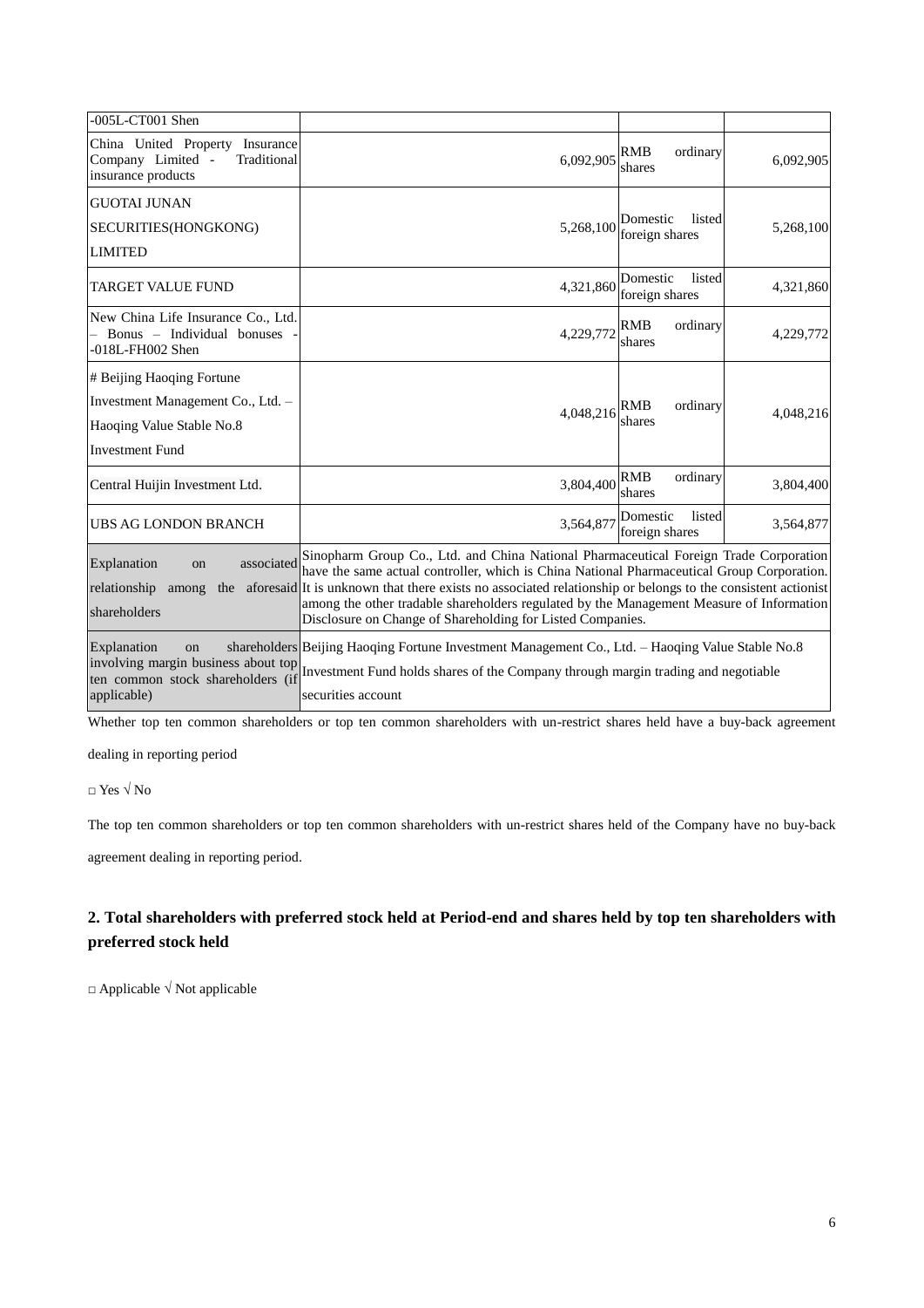| | | | |
|---|---|---|---|
| -005L-CT001 Shen | | | |
| China United Property Insurance Company Limited - Traditional insurance products | 6,092,905 | RMB ordinary shares | 6,092,905 |
| GUOTAI JUNAN SECURITIES(HONGKONG) LIMITED | 5,268,100 | Domestic listed foreign shares | 5,268,100 |
| TARGET VALUE FUND | 4,321,860 | Domestic listed foreign shares | 4,321,860 |
| New China Life Insurance Co., Ltd. – Bonus – Individual bonuses -018L-FH002 Shen | 4,229,772 | RMB ordinary shares | 4,229,772 |
| # Beijing Haoqing Fortune Investment Management Co., Ltd. – Haoqing Value Stable No.8 Investment Fund | 4,048,216 | RMB ordinary shares | 4,048,216 |
| Central Huijin Investment Ltd. | 3,804,400 | RMB ordinary shares | 3,804,400 |
| UBS AG LONDON BRANCH | 3,564,877 | Domestic listed foreign shares | 3,564,877 |
| Explanation on associated relationship among the aforesaid shareholders | Sinopharm Group Co., Ltd. and China National Pharmaceutical Foreign Trade Corporation have the same actual controller, which is China National Pharmaceutical Group Corporation. It is unknown that there exists no associated relationship or belongs to the consistent actionist among the other tradable shareholders regulated by the Management Measure of Information Disclosure on Change of Shareholding for Listed Companies. | | |
| Explanation on shareholders involving margin business about top ten common stock shareholders (if applicable) | Beijing Haoqing Fortune Investment Management Co., Ltd. – Haoqing Value Stable No.8 Investment Fund holds shares of the Company through margin trading and negotiable securities account | | |

Whether top ten common shareholders or top ten common shareholders with un-restrict shares held have a buy-back agreement dealing in reporting period

□ Yes √ No

The top ten common shareholders or top ten common shareholders with un-restrict shares held of the Company have no buy-back agreement dealing in reporting period.

## 2. Total shareholders with preferred stock held at Period-end and shares held by top ten shareholders with preferred stock held

□ Applicable √ Not applicable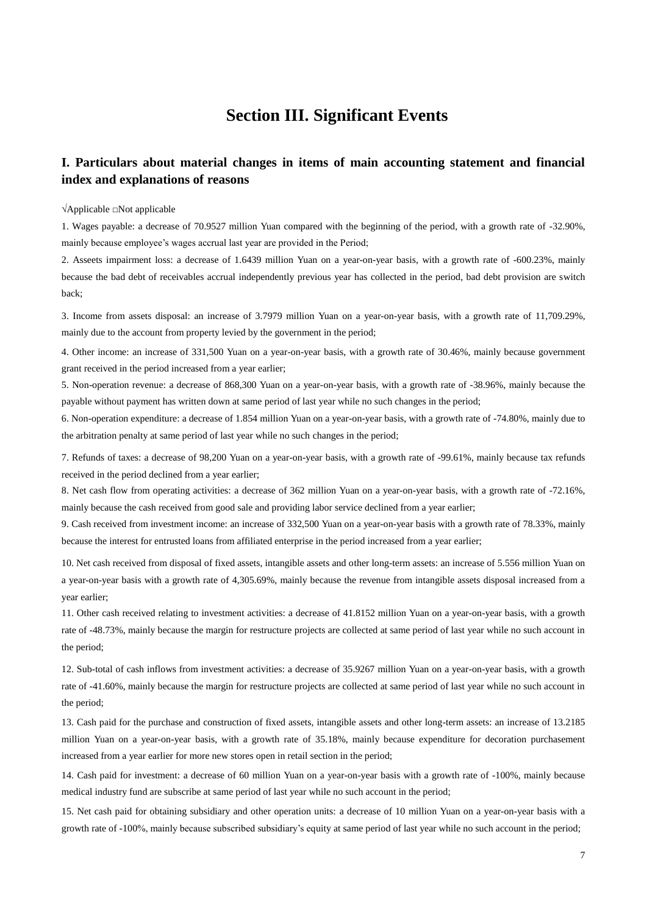# Section III. Significant Events

## I. Particulars about material changes in items of main accounting statement and financial index and explanations of reasons

√Applicable □Not applicable

1. Wages payable: a decrease of 70.9527 million Yuan compared with the beginning of the period, with a growth rate of -32.90%, mainly because employee's wages accrual last year are provided in the Period;

2. Asseets impairment loss: a decrease of 1.6439 million Yuan on a year-on-year basis, with a growth rate of -600.23%, mainly because the bad debt of receivables accrual independently previous year has collected in the period, bad debt provision are switch back;

3. Income from assets disposal: an increase of 3.7979 million Yuan on a year-on-year basis, with a growth rate of 11,709.29%, mainly due to the account from property levied by the government in the period;

4. Other income: an increase of 331,500 Yuan on a year-on-year basis, with a growth rate of 30.46%, mainly because government grant received in the period increased from a year earlier;

5. Non-operation revenue: a decrease of 868,300 Yuan on a year-on-year basis, with a growth rate of -38.96%, mainly because the payable without payment has written down at same period of last year while no such changes in the period;

6. Non-operation expenditure: a decrease of 1.854 million Yuan on a year-on-year basis, with a growth rate of -74.80%, mainly due to the arbitration penalty at same period of last year while no such changes in the period;

7. Refunds of taxes: a decrease of 98,200 Yuan on a year-on-year basis, with a growth rate of -99.61%, mainly because tax refunds received in the period declined from a year earlier;

8. Net cash flow from operating activities: a decrease of 362 million Yuan on a year-on-year basis, with a growth rate of -72.16%, mainly because the cash received from good sale and providing labor service declined from a year earlier;

9. Cash received from investment income: an increase of 332,500 Yuan on a year-on-year basis with a growth rate of 78.33%, mainly because the interest for entrusted loans from affiliated enterprise in the period increased from a year earlier;

10. Net cash received from disposal of fixed assets, intangible assets and other long-term assets: an increase of 5.556 million Yuan on a year-on-year basis with a growth rate of 4,305.69%, mainly because the revenue from intangible assets disposal increased from a year earlier;

11. Other cash received relating to investment activities: a decrease of 41.8152 million Yuan on a year-on-year basis, with a growth rate of -48.73%, mainly because the margin for restructure projects are collected at same period of last year while no such account in the period;

12. Sub-total of cash inflows from investment activities: a decrease of 35.9267 million Yuan on a year-on-year basis, with a growth rate of -41.60%, mainly because the margin for restructure projects are collected at same period of last year while no such account in the period;

13. Cash paid for the purchase and construction of fixed assets, intangible assets and other long-term assets: an increase of 13.2185 million Yuan on a year-on-year basis, with a growth rate of 35.18%, mainly because expenditure for decoration purchasement increased from a year earlier for more new stores open in retail section in the period;

14. Cash paid for investment: a decrease of 60 million Yuan on a year-on-year basis with a growth rate of -100%, mainly because medical industry fund are subscribe at same period of last year while no such account in the period;

15. Net cash paid for obtaining subsidiary and other operation units: a decrease of 10 million Yuan on a year-on-year basis with a growth rate of -100%, mainly because subscribed subsidiary's equity at same period of last year while no such account in the period;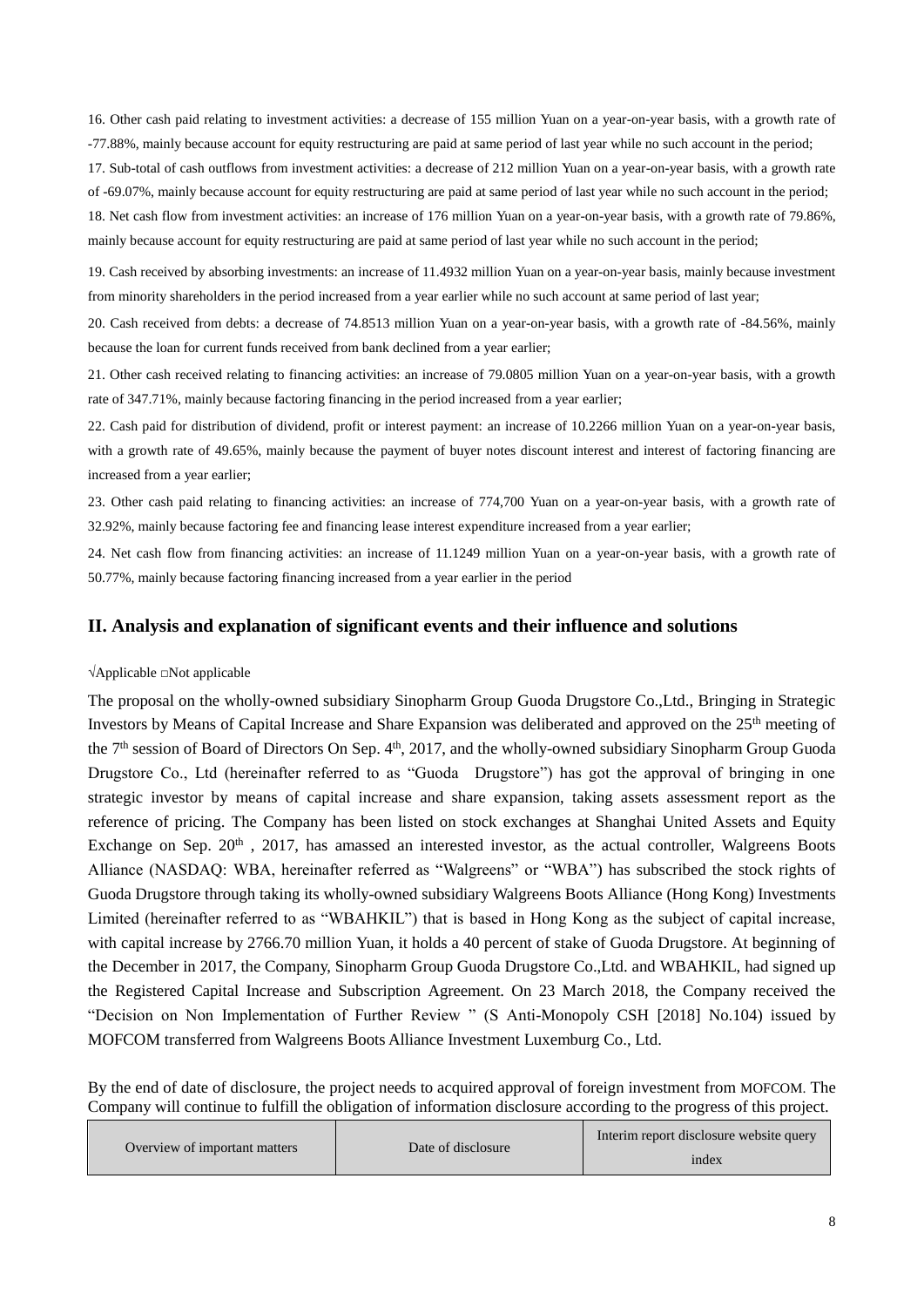16. Other cash paid relating to investment activities: a decrease of 155 million Yuan on a year-on-year basis, with a growth rate of -77.88%, mainly because account for equity restructuring are paid at same period of last year while no such account in the period;

17. Sub-total of cash outflows from investment activities: a decrease of 212 million Yuan on a year-on-year basis, with a growth rate of -69.07%, mainly because account for equity restructuring are paid at same period of last year while no such account in the period;

18. Net cash flow from investment activities: an increase of 176 million Yuan on a year-on-year basis, with a growth rate of 79.86%, mainly because account for equity restructuring are paid at same period of last year while no such account in the period;

19. Cash received by absorbing investments: an increase of 11.4932 million Yuan on a year-on-year basis, mainly because investment from minority shareholders in the period increased from a year earlier while no such account at same period of last year;

20. Cash received from debts: a decrease of 74.8513 million Yuan on a year-on-year basis, with a growth rate of -84.56%, mainly because the loan for current funds received from bank declined from a year earlier;

21. Other cash received relating to financing activities: an increase of 79.0805 million Yuan on a year-on-year basis, with a growth rate of 347.71%, mainly because factoring financing in the period increased from a year earlier;

22. Cash paid for distribution of dividend, profit or interest payment: an increase of 10.2266 million Yuan on a year-on-year basis, with a growth rate of 49.65%, mainly because the payment of buyer notes discount interest and interest of factoring financing are increased from a year earlier;

23. Other cash paid relating to financing activities: an increase of 774,700 Yuan on a year-on-year basis, with a growth rate of 32.92%, mainly because factoring fee and financing lease interest expenditure increased from a year earlier;

24. Net cash flow from financing activities: an increase of 11.1249 million Yuan on a year-on-year basis, with a growth rate of 50.77%, mainly because factoring financing increased from a year earlier in the period

## II. Analysis and explanation of significant events and their influence and solutions

√Applicable □Not applicable

The proposal on the wholly-owned subsidiary Sinopharm Group Guoda Drugstore Co.,Ltd., Bringing in Strategic Investors by Means of Capital Increase and Share Expansion was deliberated and approved on the 25th meeting of the 7th session of Board of Directors On Sep. 4th, 2017, and the wholly-owned subsidiary Sinopharm Group Guoda Drugstore Co., Ltd (hereinafter referred to as "Guoda Drugstore") has got the approval of bringing in one strategic investor by means of capital increase and share expansion, taking assets assessment report as the reference of pricing. The Company has been listed on stock exchanges at Shanghai United Assets and Equity Exchange on Sep. 20th , 2017, has amassed an interested investor, as the actual controller, Walgreens Boots Alliance (NASDAQ: WBA, hereinafter referred as "Walgreens" or "WBA") has subscribed the stock rights of Guoda Drugstore through taking its wholly-owned subsidiary Walgreens Boots Alliance (Hong Kong) Investments Limited (hereinafter referred to as "WBAHKIL") that is based in Hong Kong as the subject of capital increase, with capital increase by 2766.70 million Yuan, it holds a 40 percent of stake of Guoda Drugstore. At beginning of the December in 2017, the Company, Sinopharm Group Guoda Drugstore Co.,Ltd. and WBAHKIL, had signed up the Registered Capital Increase and Subscription Agreement. On 23 March 2018, the Company received the "Decision on Non Implementation of Further Review " (S Anti-Monopoly CSH [2018] No.104) issued by MOFCOM transferred from Walgreens Boots Alliance Investment Luxemburg Co., Ltd.

By the end of date of disclosure, the project needs to acquired approval of foreign investment from MOFCOM. The Company will continue to fulfill the obligation of information disclosure according to the progress of this project.

| Overview of important matters | Date of disclosure | Interim report disclosure website query index |
| --- | --- | --- |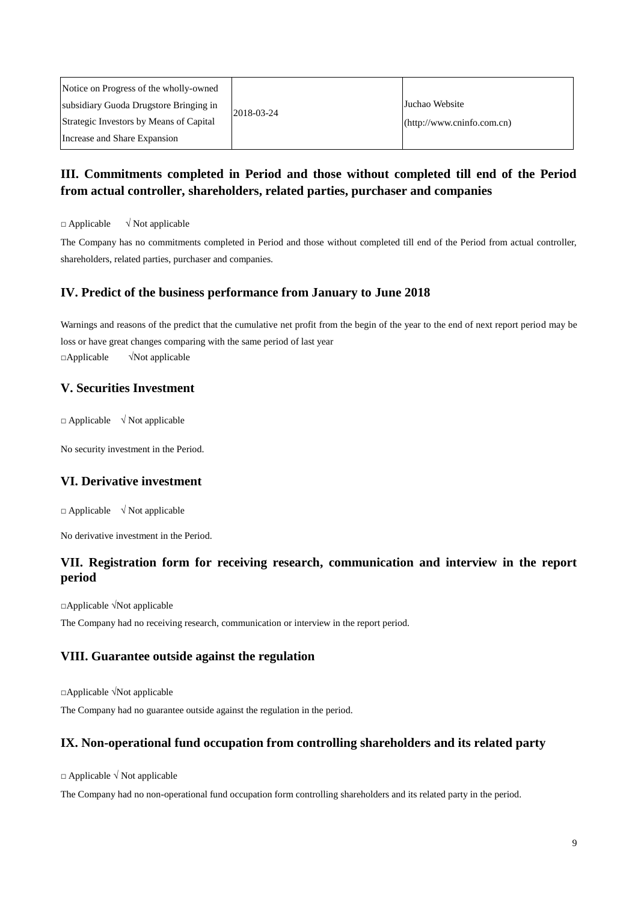| Notice on Progress of the wholly-owned subsidiary Guoda Drugstore Bringing in Strategic Investors by Means of Capital Increase and Share Expansion | 2018-03-24 | Juchao Website (http://www.cninfo.com.cn) |
| --- | --- | --- |

## III. Commitments completed in Period and those without completed till end of the Period from actual controller, shareholders, related parties, purchaser and companies

□ Applicable √ Not applicable

The Company has no commitments completed in Period and those without completed till end of the Period from actual controller, shareholders, related parties, purchaser and companies.

## IV. Predict of the business performance from January to June 2018

Warnings and reasons of the predict that the cumulative net profit from the begin of the year to the end of next report period may be loss or have great changes comparing with the same period of last year

□Applicable √Not applicable

## V. Securities Investment

□ Applicable √ Not applicable

No security investment in the Period.

## VI. Derivative investment

□ Applicable √ Not applicable

No derivative investment in the Period.

## VII. Registration form for receiving research, communication and interview in the report period

□Applicable √Not applicable

The Company had no receiving research, communication or interview in the report period.

## VIII. Guarantee outside against the regulation

□Applicable √Not applicable

The Company had no guarantee outside against the regulation in the period.

## IX. Non-operational fund occupation from controlling shareholders and its related party

□ Applicable √ Not applicable

The Company had no non-operational fund occupation form controlling shareholders and its related party in the period.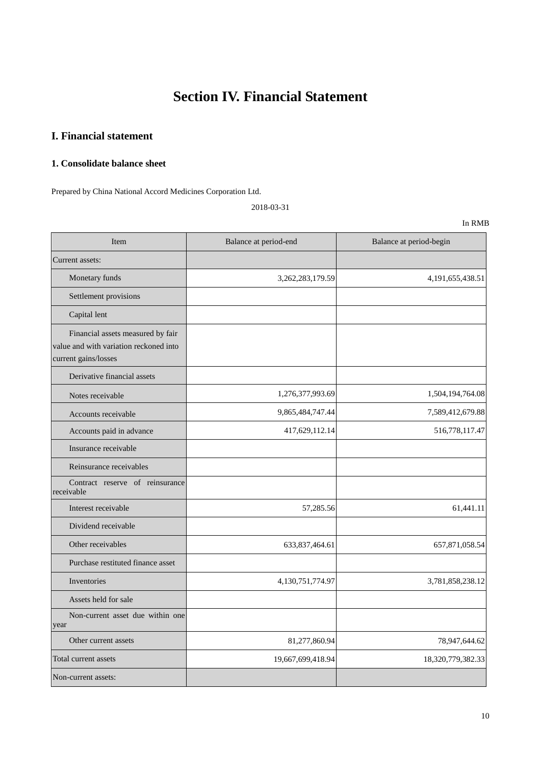# Section IV. Financial Statement

## I. Financial statement

### 1. Consolidate balance sheet

Prepared by China National Accord Medicines Corporation Ltd.

2018-03-31

In RMB

| Item | Balance at period-end | Balance at period-begin |
|---|---|---|
| Current assets: | | |
| Monetary funds | 3,262,283,179.59 | 4,191,655,438.51 |
| Settlement provisions | | |
| Capital lent | | |
| Financial assets measured by fair value and with variation reckoned into current gains/losses | | |
| Derivative financial assets | | |
| Notes receivable | 1,276,377,993.69 | 1,504,194,764.08 |
| Accounts receivable | 9,865,484,747.44 | 7,589,412,679.88 |
| Accounts paid in advance | 417,629,112.14 | 516,778,117.47 |
| Insurance receivable | | |
| Reinsurance receivables | | |
| Contract reserve of reinsurance receivable | | |
| Interest receivable | 57,285.56 | 61,441.11 |
| Dividend receivable | | |
| Other receivables | 633,837,464.61 | 657,871,058.54 |
| Purchase restituted finance asset | | |
| Inventories | 4,130,751,774.97 | 3,781,858,238.12 |
| Assets held for sale | | |
| Non-current asset due within one year | | |
| Other current assets | 81,277,860.94 | 78,947,644.62 |
| Total current assets | 19,667,699,418.94 | 18,320,779,382.33 |
| Non-current assets: | | |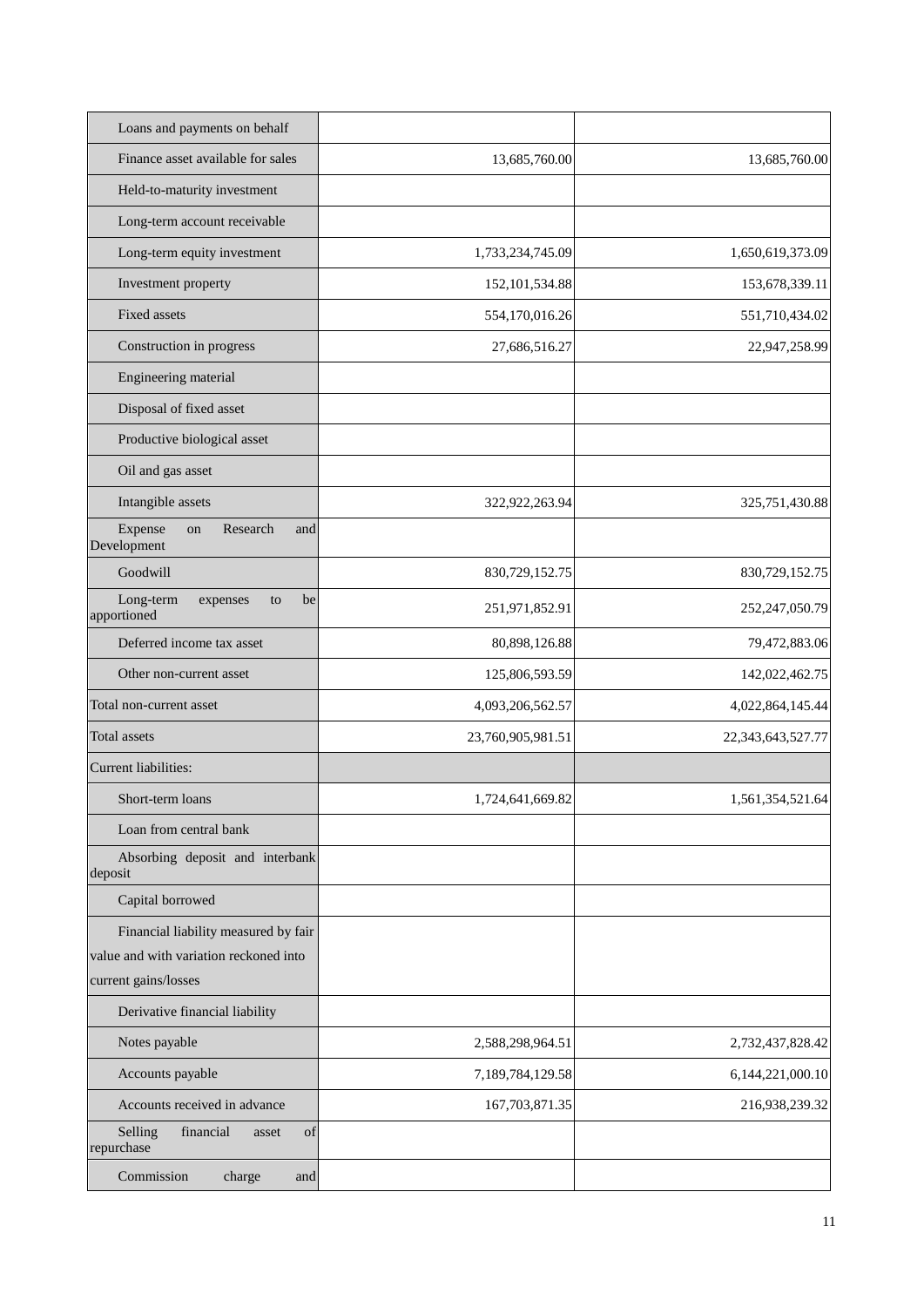| | | |
|---|---|---|
| Loans and payments on behalf | | |
| Finance asset available for sales | 13,685,760.00 | 13,685,760.00 |
| Held-to-maturity investment | | |
| Long-term account receivable | | |
| Long-term equity investment | 1,733,234,745.09 | 1,650,619,373.09 |
| Investment property | 152,101,534.88 | 153,678,339.11 |
| Fixed assets | 554,170,016.26 | 551,710,434.02 |
| Construction in progress | 27,686,516.27 | 22,947,258.99 |
| Engineering material | | |
| Disposal of fixed asset | | |
| Productive biological asset | | |
| Oil and gas asset | | |
| Intangible assets | 322,922,263.94 | 325,751,430.88 |
| Expense on Research and Development | | |
| Goodwill | 830,729,152.75 | 830,729,152.75 |
| Long-term expenses to be apportioned | 251,971,852.91 | 252,247,050.79 |
| Deferred income tax asset | 80,898,126.88 | 79,472,883.06 |
| Other non-current asset | 125,806,593.59 | 142,022,462.75 |
| Total non-current asset | 4,093,206,562.57 | 4,022,864,145.44 |
| Total assets | 23,760,905,981.51 | 22,343,643,527.77 |
| Current liabilities: | | |
| Short-term loans | 1,724,641,669.82 | 1,561,354,521.64 |
| Loan from central bank | | |
| Absorbing deposit and interbank deposit | | |
| Capital borrowed | | |
| Financial liability measured by fair value and with variation reckoned into current gains/losses | | |
| Derivative financial liability | | |
| Notes payable | 2,588,298,964.51 | 2,732,437,828.42 |
| Accounts payable | 7,189,784,129.58 | 6,144,221,000.10 |
| Accounts received in advance | 167,703,871.35 | 216,938,239.32 |
| Selling financial asset of repurchase | | |
| Commission charge and | | |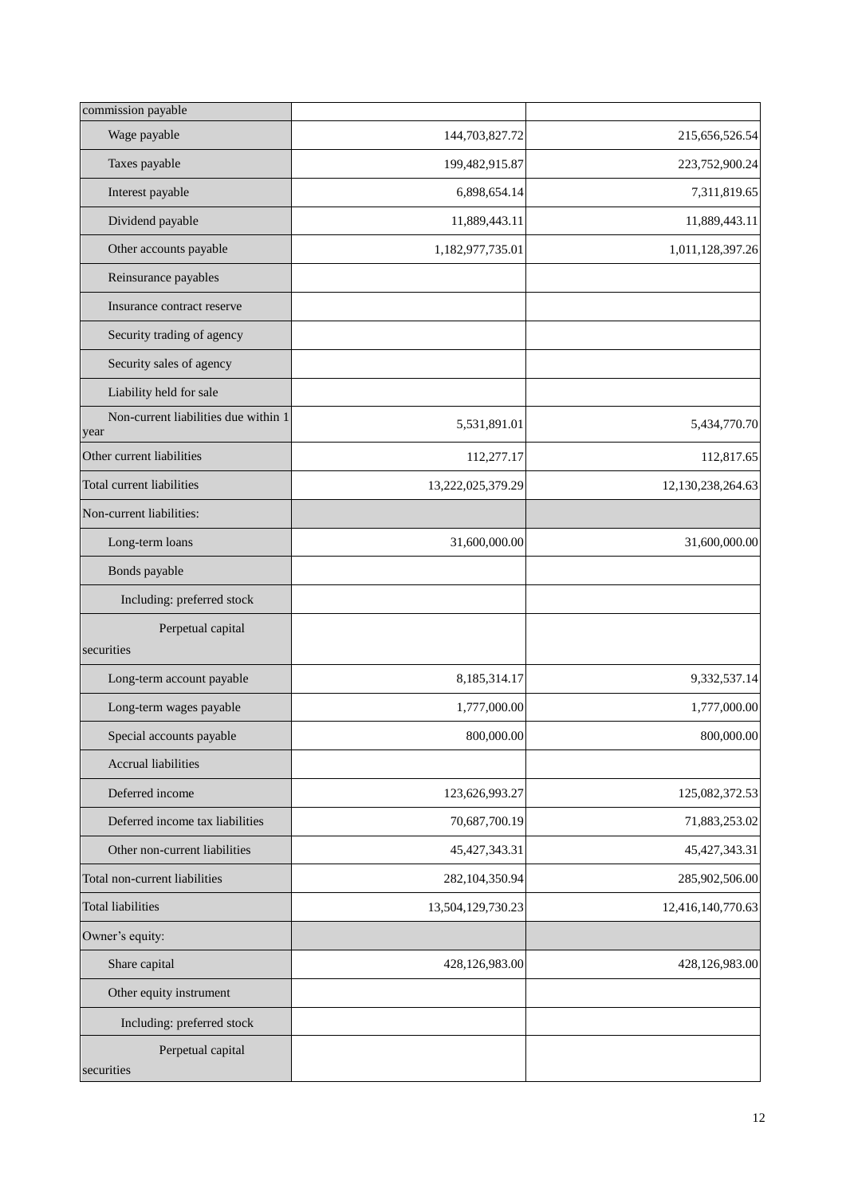| commission payable | | |
|---|---|---|
| Wage payable | 144,703,827.72 | 215,656,526.54 |
| Taxes payable | 199,482,915.87 | 223,752,900.24 |
| Interest payable | 6,898,654.14 | 7,311,819.65 |
| Dividend payable | 11,889,443.11 | 11,889,443.11 |
| Other accounts payable | 1,182,977,735.01 | 1,011,128,397.26 |
| Reinsurance payables | | |
| Insurance contract reserve | | |
| Security trading of agency | | |
| Security sales of agency | | |
| Liability held for sale | | |
| Non-current liabilities due within 1 year | 5,531,891.01 | 5,434,770.70 |
| Other current liabilities | 112,277.17 | 112,817.65 |
| Total current liabilities | 13,222,025,379.29 | 12,130,238,264.63 |
| Non-current liabilities: | | |
| Long-term loans | 31,600,000.00 | 31,600,000.00 |
| Bonds payable | | |
| Including: preferred stock | | |
| Perpetual capital securities | | |
| Long-term account payable | 8,185,314.17 | 9,332,537.14 |
| Long-term wages payable | 1,777,000.00 | 1,777,000.00 |
| Special accounts payable | 800,000.00 | 800,000.00 |
| Accrual liabilities | | |
| Deferred income | 123,626,993.27 | 125,082,372.53 |
| Deferred income tax liabilities | 70,687,700.19 | 71,883,253.02 |
| Other non-current liabilities | 45,427,343.31 | 45,427,343.31 |
| Total non-current liabilities | 282,104,350.94 | 285,902,506.00 |
| Total liabilities | 13,504,129,730.23 | 12,416,140,770.63 |
| Owner's equity: | | |
| Share capital | 428,126,983.00 | 428,126,983.00 |
| Other equity instrument | | |
| Including: preferred stock | | |
| Perpetual capital securities | | |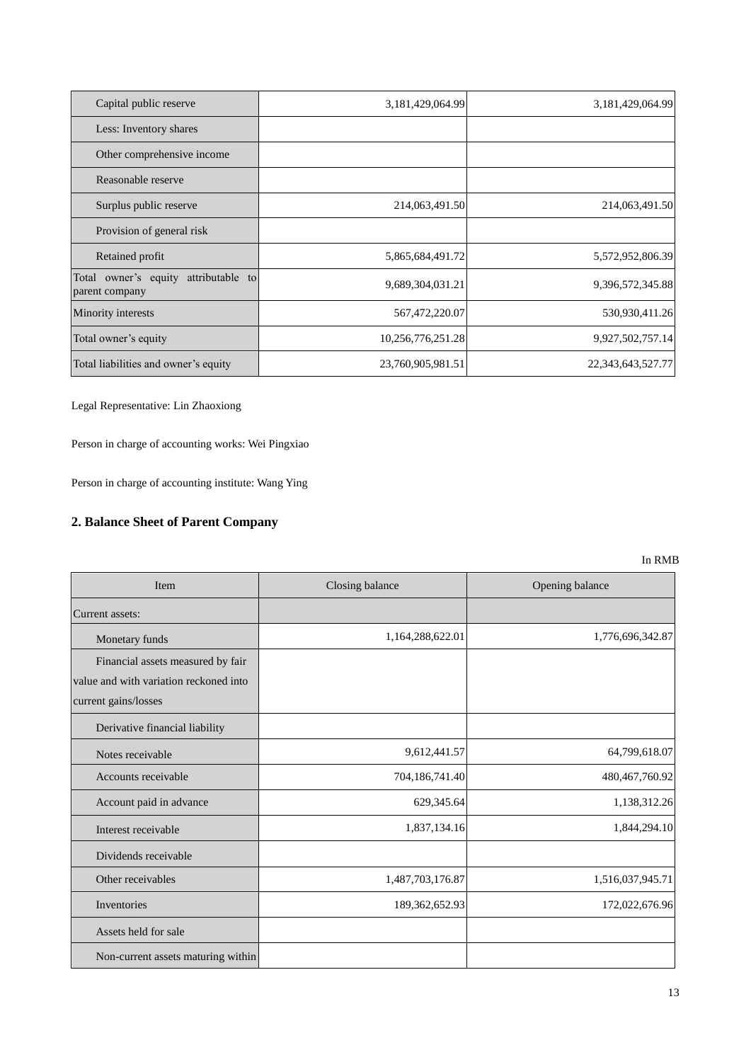| Capital public reserve | 3,181,429,064.99 | 3,181,429,064.99 |
|---|---|---|
| Less: Inventory shares | | |
| Other comprehensive income | | |
| Reasonable reserve | | |
| Surplus public reserve | 214,063,491.50 | 214,063,491.50 |
| Provision of general risk | | |
| Retained profit | 5,865,684,491.72 | 5,572,952,806.39 |
| Total owner's equity attributable to parent company | 9,689,304,031.21 | 9,396,572,345.88 |
| Minority interests | 567,472,220.07 | 530,930,411.26 |
| Total owner's equity | 10,256,776,251.28 | 9,927,502,757.14 |
| Total liabilities and owner's equity | 23,760,905,981.51 | 22,343,643,527.77 |

Legal Representative: Lin Zhaoxiong

Person in charge of accounting works: Wei Pingxiao

Person in charge of accounting institute: Wang Ying

## 2. Balance Sheet of Parent Company

In RMB

| Item | Closing balance | Opening balance |
|---|---|---|
| Current assets: | | |
| Monetary funds | 1,164,288,622.01 | 1,776,696,342.87 |
| Financial assets measured by fair value and with variation reckoned into current gains/losses | | |
| Derivative financial liability | | |
| Notes receivable | 9,612,441.57 | 64,799,618.07 |
| Accounts receivable | 704,186,741.40 | 480,467,760.92 |
| Account paid in advance | 629,345.64 | 1,138,312.26 |
| Interest receivable | 1,837,134.16 | 1,844,294.10 |
| Dividends receivable | | |
| Other receivables | 1,487,703,176.87 | 1,516,037,945.71 |
| Inventories | 189,362,652.93 | 172,022,676.96 |
| Assets held for sale | | |
| Non-current assets maturing within | | |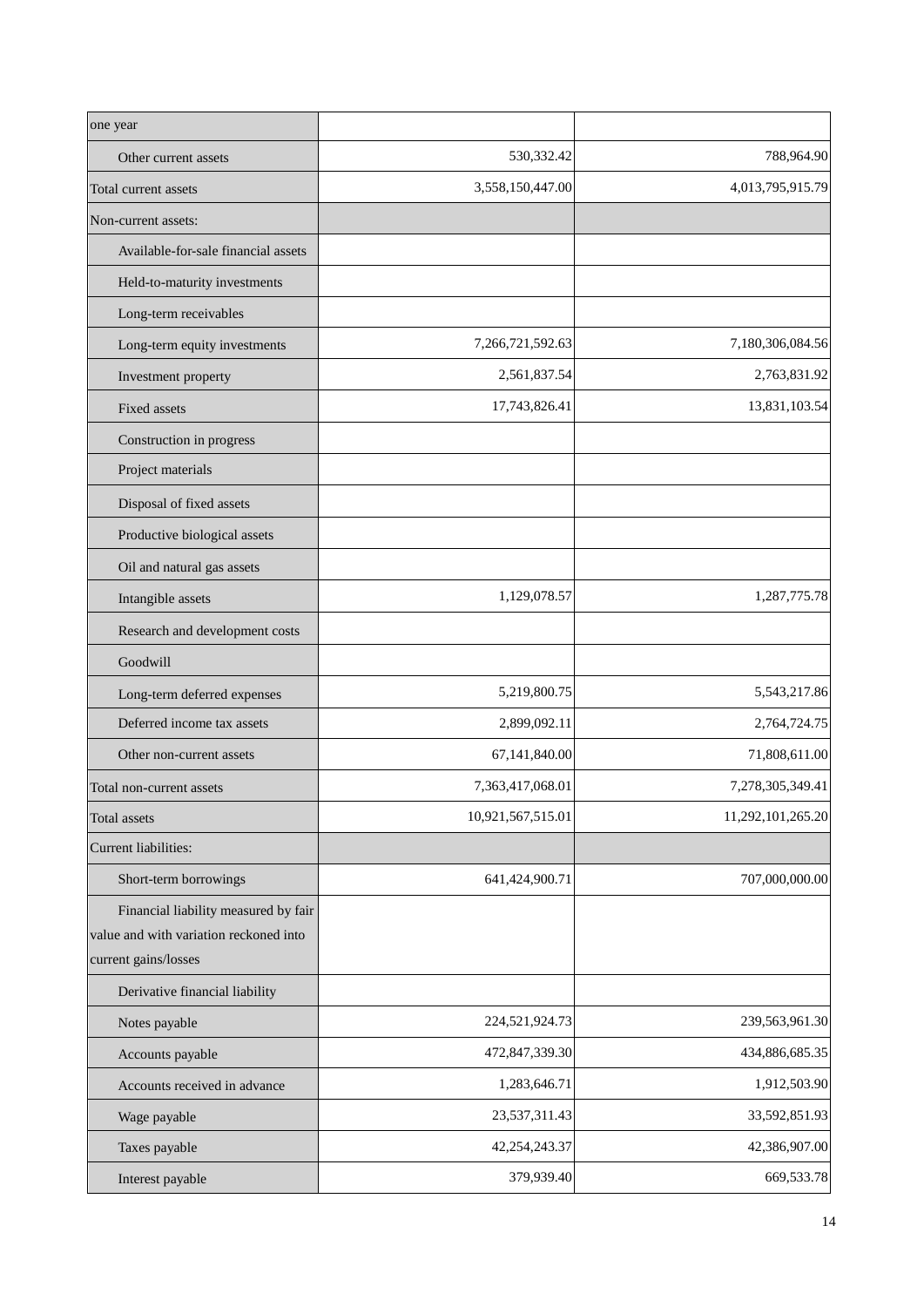| | | |
|---|---|---|
| one year | | |
| Other current assets | 530,332.42 | 788,964.90 |
| Total current assets | 3,558,150,447.00 | 4,013,795,915.79 |
| Non-current assets: | | |
| Available-for-sale financial assets | | |
| Held-to-maturity investments | | |
| Long-term receivables | | |
| Long-term equity investments | 7,266,721,592.63 | 7,180,306,084.56 |
| Investment property | 2,561,837.54 | 2,763,831.92 |
| Fixed assets | 17,743,826.41 | 13,831,103.54 |
| Construction in progress | | |
| Project materials | | |
| Disposal of fixed assets | | |
| Productive biological assets | | |
| Oil and natural gas assets | | |
| Intangible assets | 1,129,078.57 | 1,287,775.78 |
| Research and development costs | | |
| Goodwill | | |
| Long-term deferred expenses | 5,219,800.75 | 5,543,217.86 |
| Deferred income tax assets | 2,899,092.11 | 2,764,724.75 |
| Other non-current assets | 67,141,840.00 | 71,808,611.00 |
| Total non-current assets | 7,363,417,068.01 | 7,278,305,349.41 |
| Total assets | 10,921,567,515.01 | 11,292,101,265.20 |
| Current liabilities: | | |
| Short-term borrowings | 641,424,900.71 | 707,000,000.00 |
| Financial liability measured by fair value and with variation reckoned into current gains/losses | | |
| Derivative financial liability | | |
| Notes payable | 224,521,924.73 | 239,563,961.30 |
| Accounts payable | 472,847,339.30 | 434,886,685.35 |
| Accounts received in advance | 1,283,646.71 | 1,912,503.90 |
| Wage payable | 23,537,311.43 | 33,592,851.93 |
| Taxes payable | 42,254,243.37 | 42,386,907.00 |
| Interest payable | 379,939.40 | 669,533.78 |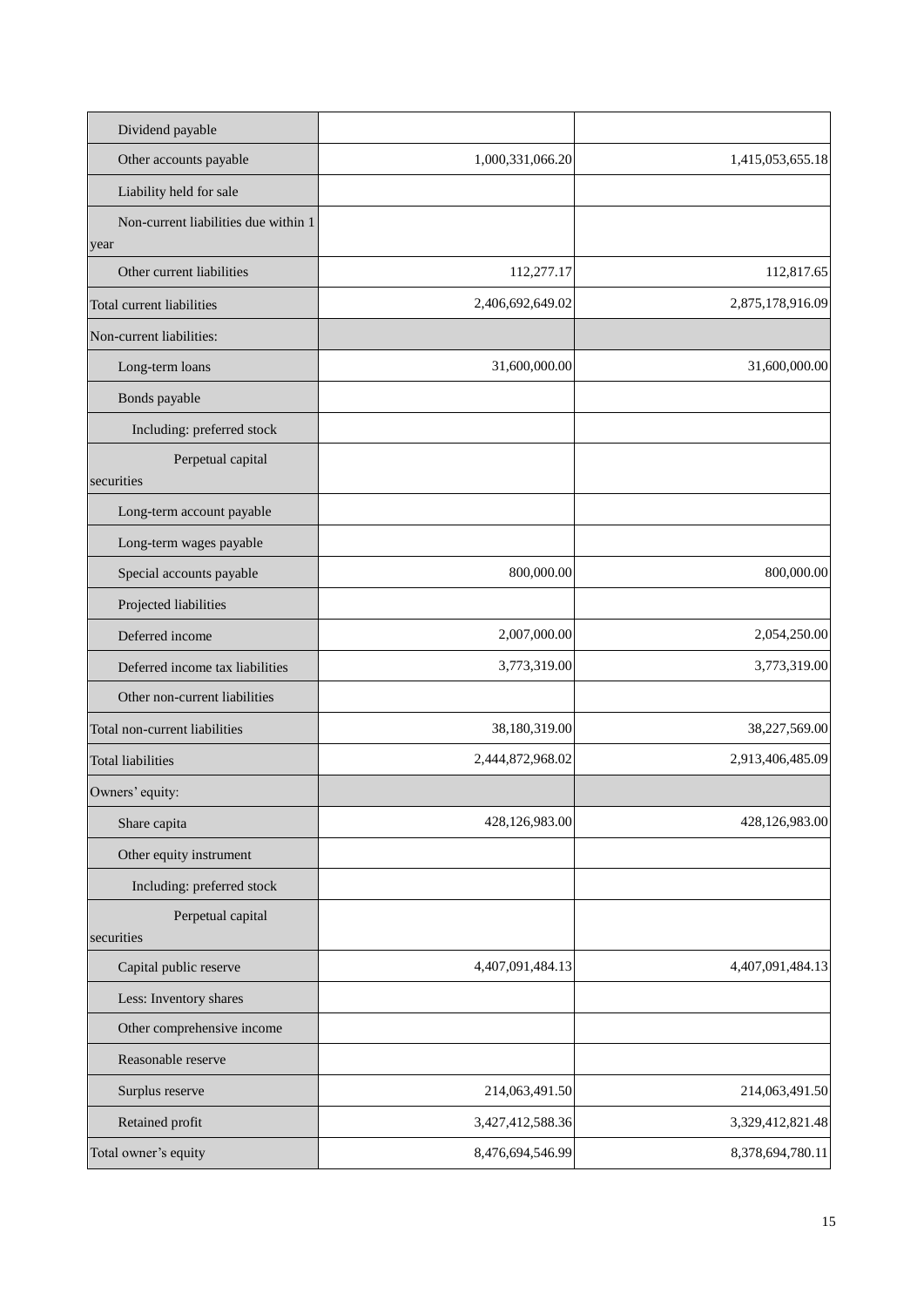| | | |
|---|---|---|
| Dividend payable | | |
| Other accounts payable | 1,000,331,066.20 | 1,415,053,655.18 |
| Liability held for sale | | |
| Non-current liabilities due within 1 year | | |
| Other current liabilities | 112,277.17 | 112,817.65 |
| Total current liabilities | 2,406,692,649.02 | 2,875,178,916.09 |
| Non-current liabilities: | | |
| Long-term loans | 31,600,000.00 | 31,600,000.00 |
| Bonds payable | | |
| Including: preferred stock | | |
| Perpetual capital securities | | |
| Long-term account payable | | |
| Long-term wages payable | | |
| Special accounts payable | 800,000.00 | 800,000.00 |
| Projected liabilities | | |
| Deferred income | 2,007,000.00 | 2,054,250.00 |
| Deferred income tax liabilities | 3,773,319.00 | 3,773,319.00 |
| Other non-current liabilities | | |
| Total non-current liabilities | 38,180,319.00 | 38,227,569.00 |
| Total liabilities | 2,444,872,968.02 | 2,913,406,485.09 |
| Owners' equity: | | |
| Share capita | 428,126,983.00 | 428,126,983.00 |
| Other equity instrument | | |
| Including: preferred stock | | |
| Perpetual capital securities | | |
| Capital public reserve | 4,407,091,484.13 | 4,407,091,484.13 |
| Less: Inventory shares | | |
| Other comprehensive income | | |
| Reasonable reserve | | |
| Surplus reserve | 214,063,491.50 | 214,063,491.50 |
| Retained profit | 3,427,412,588.36 | 3,329,412,821.48 |
| Total owner's equity | 8,476,694,546.99 | 8,378,694,780.11 |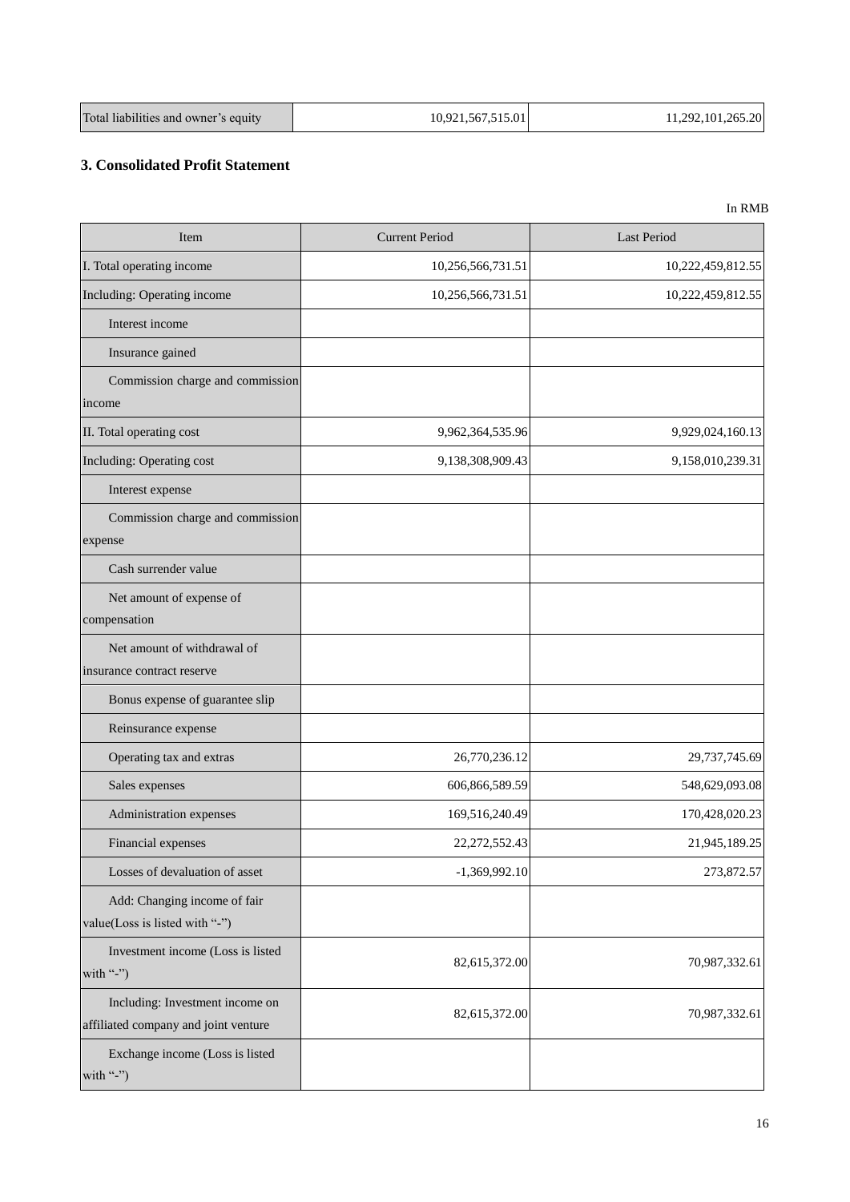| Total liabilities and owner's equity | 10,921,567,515.01 | 11,292,101,265.20 |
|---|---|---|

### 3. Consolidated Profit Statement

In RMB

| Item | Current Period | Last Period |
|---|---|---|
| I. Total operating income | 10,256,566,731.51 | 10,222,459,812.55 |
| Including: Operating income | 10,256,566,731.51 | 10,222,459,812.55 |
| Interest income | | |
| Insurance gained | | |
| Commission charge and commission income | | |
| II. Total operating cost | 9,962,364,535.96 | 9,929,024,160.13 |
| Including: Operating cost | 9,138,308,909.43 | 9,158,010,239.31 |
| Interest expense | | |
| Commission charge and commission expense | | |
| Cash surrender value | | |
| Net amount of expense of compensation | | |
| Net amount of withdrawal of insurance contract reserve | | |
| Bonus expense of guarantee slip | | |
| Reinsurance expense | | |
| Operating tax and extras | 26,770,236.12 | 29,737,745.69 |
| Sales expenses | 606,866,589.59 | 548,629,093.08 |
| Administration expenses | 169,516,240.49 | 170,428,020.23 |
| Financial expenses | 22,272,552.43 | 21,945,189.25 |
| Losses of devaluation of asset | -1,369,992.10 | 273,872.57 |
| Add: Changing income of fair value(Loss is listed with "-") | | |
| Investment income (Loss is listed with "-") | 82,615,372.00 | 70,987,332.61 |
| Including: Investment income on affiliated company and joint venture | 82,615,372.00 | 70,987,332.61 |
| Exchange income (Loss is listed with "-") | | |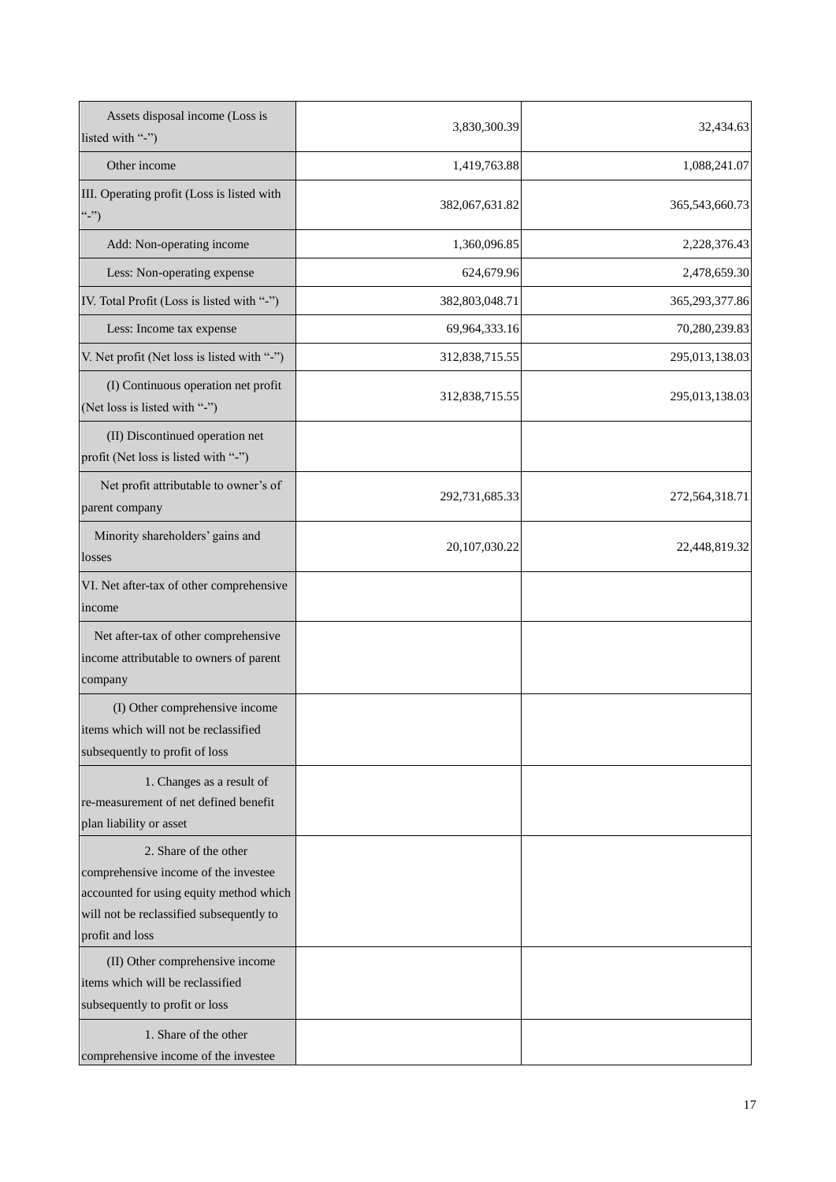| Assets disposal income (Loss is listed with "-") | 3,830,300.39 | 32,434.63 |
|---|---|---|
| Other income | 1,419,763.88 | 1,088,241.07 |
| III. Operating profit (Loss is listed with "-") | 382,067,631.82 | 365,543,660.73 |
| Add: Non-operating income | 1,360,096.85 | 2,228,376.43 |
| Less: Non-operating expense | 624,679.96 | 2,478,659.30 |
| IV. Total Profit (Loss is listed with "-") | 382,803,048.71 | 365,293,377.86 |
| Less: Income tax expense | 69,964,333.16 | 70,280,239.83 |
| V. Net profit (Net loss is listed with "-") | 312,838,715.55 | 295,013,138.03 |
| (I) Continuous operation net profit (Net loss is listed with "-") | 312,838,715.55 | 295,013,138.03 |
| (II) Discontinued operation net profit (Net loss is listed with "-") | | |
| Net profit attributable to owner's of parent company | 292,731,685.33 | 272,564,318.71 |
| Minority shareholders' gains and losses | 20,107,030.22 | 22,448,819.32 |
| VI. Net after-tax of other comprehensive income | | |
| Net after-tax of other comprehensive income attributable to owners of parent company | | |
| (I) Other comprehensive income items which will not be reclassified subsequently to profit of loss | | |
| 1. Changes as a result of re-measurement of net defined benefit plan liability or asset | | |
| 2. Share of the other comprehensive income of the investee accounted for using equity method which will not be reclassified subsequently to profit and loss | | |
| (II) Other comprehensive income items which will be reclassified subsequently to profit or loss | | |
| 1. Share of the other comprehensive income of the investee | | |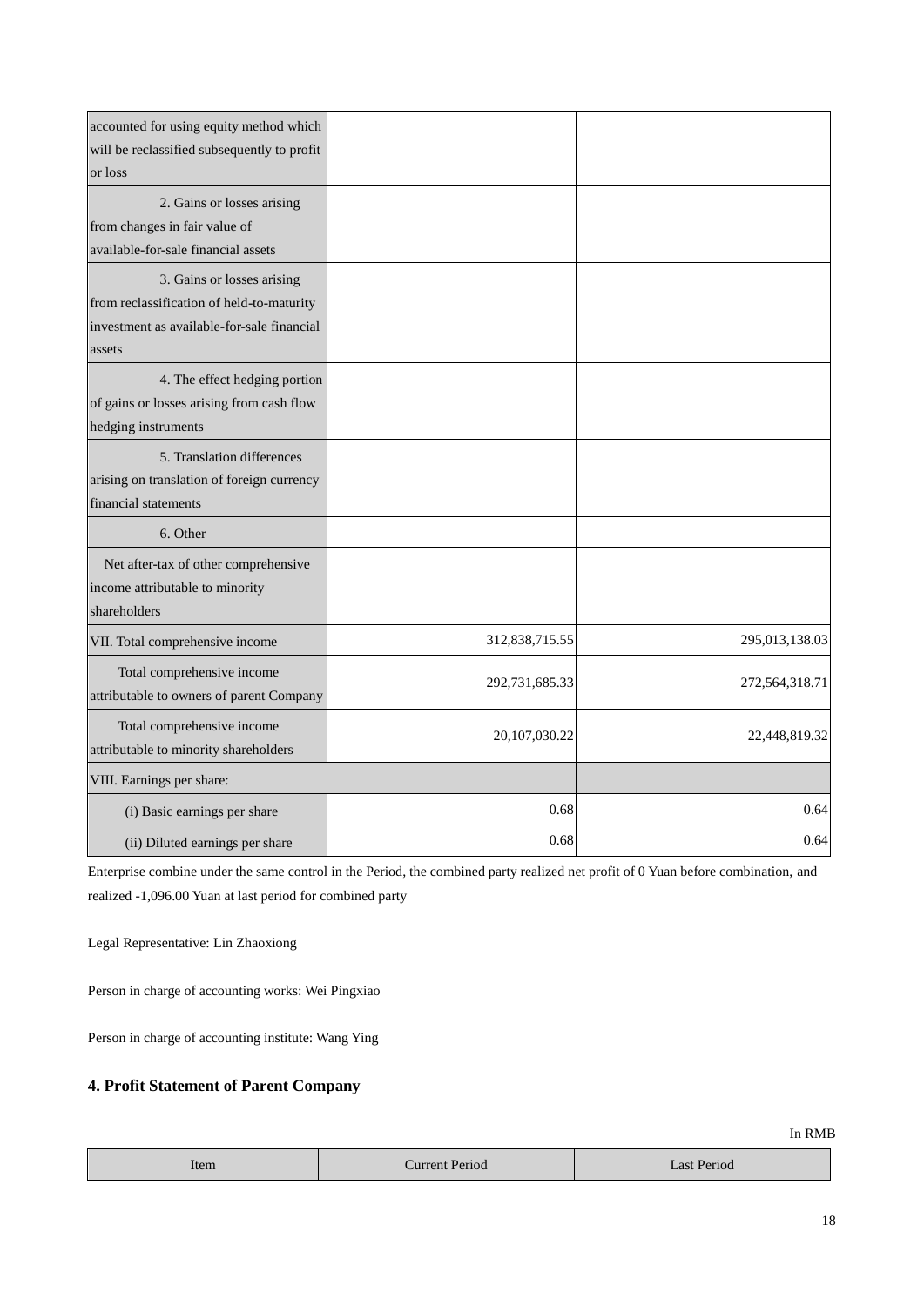| | | |
|---|---|---|
| accounted for using equity method which will be reclassified subsequently to profit or loss | | |
| 2. Gains or losses arising from changes in fair value of available-for-sale financial assets | | |
| 3. Gains or losses arising from reclassification of held-to-maturity investment as available-for-sale financial assets | | |
| 4. The effect hedging portion of gains or losses arising from cash flow hedging instruments | | |
| 5. Translation differences arising on translation of foreign currency financial statements | | |
| 6. Other | | |
| Net after-tax of other comprehensive income attributable to minority shareholders | | |
| VII. Total comprehensive income | 312,838,715.55 | 295,013,138.03 |
| Total comprehensive income attributable to owners of parent Company | 292,731,685.33 | 272,564,318.71 |
| Total comprehensive income attributable to minority shareholders | 20,107,030.22 | 22,448,819.32 |
| VIII. Earnings per share: | | |
| (i) Basic earnings per share | 0.68 | 0.64 |
| (ii) Diluted earnings per share | 0.68 | 0.64 |

Enterprise combine under the same control in the Period, the combined party realized net profit of 0 Yuan before combination, and realized -1,096.00 Yuan at last period for combined party

Legal Representative: Lin Zhaoxiong

Person in charge of accounting works: Wei Pingxiao

Person in charge of accounting institute: Wang Ying

## 4. Profit Statement of Parent Company

In RMB

| Item | Current Period | Last Period |
|---|---|---|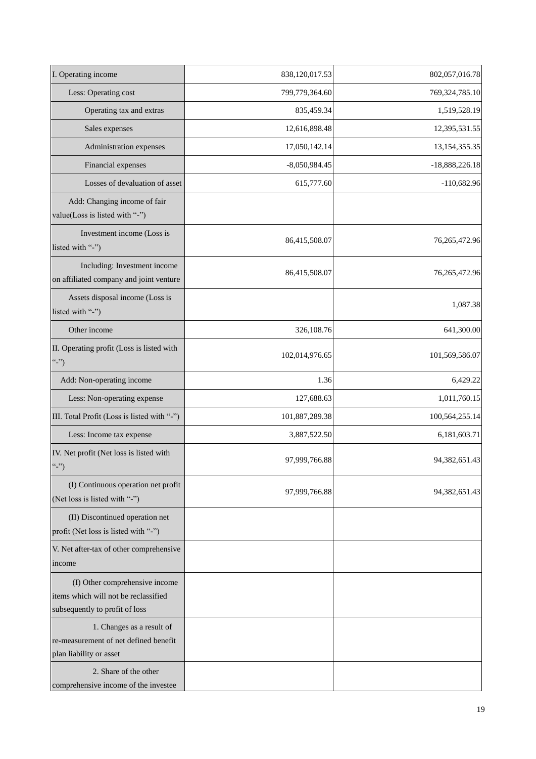| | | |
|---|---|---|
| I. Operating income | 838,120,017.53 | 802,057,016.78 |
| Less: Operating cost | 799,779,364.60 | 769,324,785.10 |
| Operating tax and extras | 835,459.34 | 1,519,528.19 |
| Sales expenses | 12,616,898.48 | 12,395,531.55 |
| Administration expenses | 17,050,142.14 | 13,154,355.35 |
| Financial expenses | -8,050,984.45 | -18,888,226.18 |
| Losses of devaluation of asset | 615,777.60 | -110,682.96 |
| Add: Changing income of fair value(Loss is listed with "-") | | |
| Investment income (Loss is listed with "-") | 86,415,508.07 | 76,265,472.96 |
| Including: Investment income on affiliated company and joint venture | 86,415,508.07 | 76,265,472.96 |
| Assets disposal income (Loss is listed with "-") | | 1,087.38 |
| Other income | 326,108.76 | 641,300.00 |
| II. Operating profit (Loss is listed with "-") | 102,014,976.65 | 101,569,586.07 |
| Add: Non-operating income | 1.36 | 6,429.22 |
| Less: Non-operating expense | 127,688.63 | 1,011,760.15 |
| III. Total Profit (Loss is listed with "-") | 101,887,289.38 | 100,564,255.14 |
| Less: Income tax expense | 3,887,522.50 | 6,181,603.71 |
| IV. Net profit (Net loss is listed with "-") | 97,999,766.88 | 94,382,651.43 |
| (I) Continuous operation net profit (Net loss is listed with "-") | 97,999,766.88 | 94,382,651.43 |
| (II) Discontinued operation net profit (Net loss is listed with "-") | | |
| V. Net after-tax of other comprehensive income | | |
| (I) Other comprehensive income items which will not be reclassified subsequently to profit of loss | | |
| 1. Changes as a result of re-measurement of net defined benefit plan liability or asset | | |
| 2. Share of the other comprehensive income of the investee | | |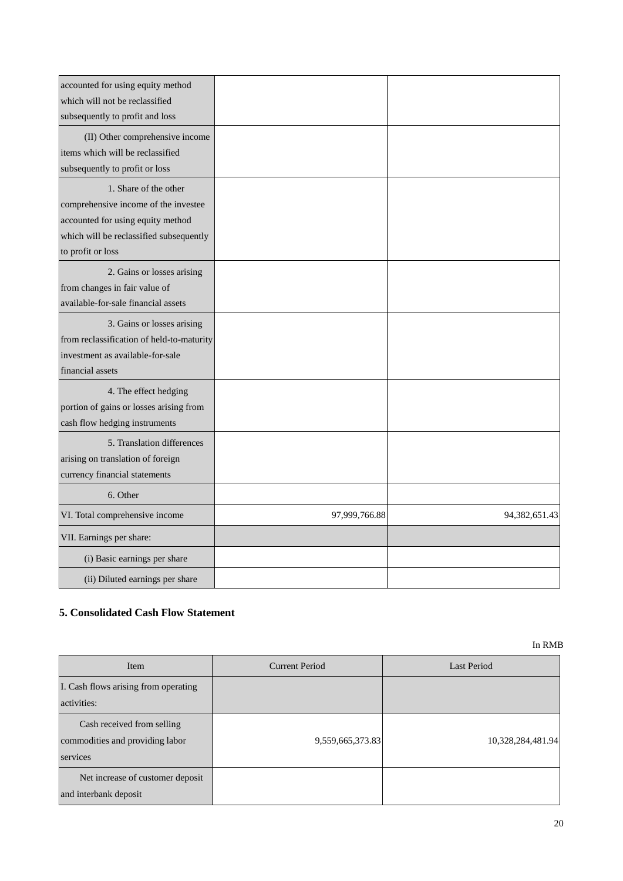| | | |
|---|---|---|
| accounted for using equity method which will not be reclassified subsequently to profit and loss | | |
| (II) Other comprehensive income items which will be reclassified subsequently to profit or loss | | |
| 1. Share of the other comprehensive income of the investee accounted for using equity method which will be reclassified subsequently to profit or loss | | |
| 2. Gains or losses arising from changes in fair value of available-for-sale financial assets | | |
| 3. Gains or losses arising from reclassification of held-to-maturity investment as available-for-sale financial assets | | |
| 4. The effect hedging portion of gains or losses arising from cash flow hedging instruments | | |
| 5. Translation differences arising on translation of foreign currency financial statements | | |
| 6. Other | | |
| VI. Total comprehensive income | 97,999,766.88 | 94,382,651.43 |
| VII. Earnings per share: | | |
| (i) Basic earnings per share | | |
| (ii) Diluted earnings per share | | |

### 5. Consolidated Cash Flow Statement

In RMB

| Item | Current Period | Last Period |
|---|---|---|
| I. Cash flows arising from operating activities: | | |
| Cash received from selling commodities and providing labor services | 9,559,665,373.83 | 10,328,284,481.94 |
| Net increase of customer deposit and interbank deposit | | |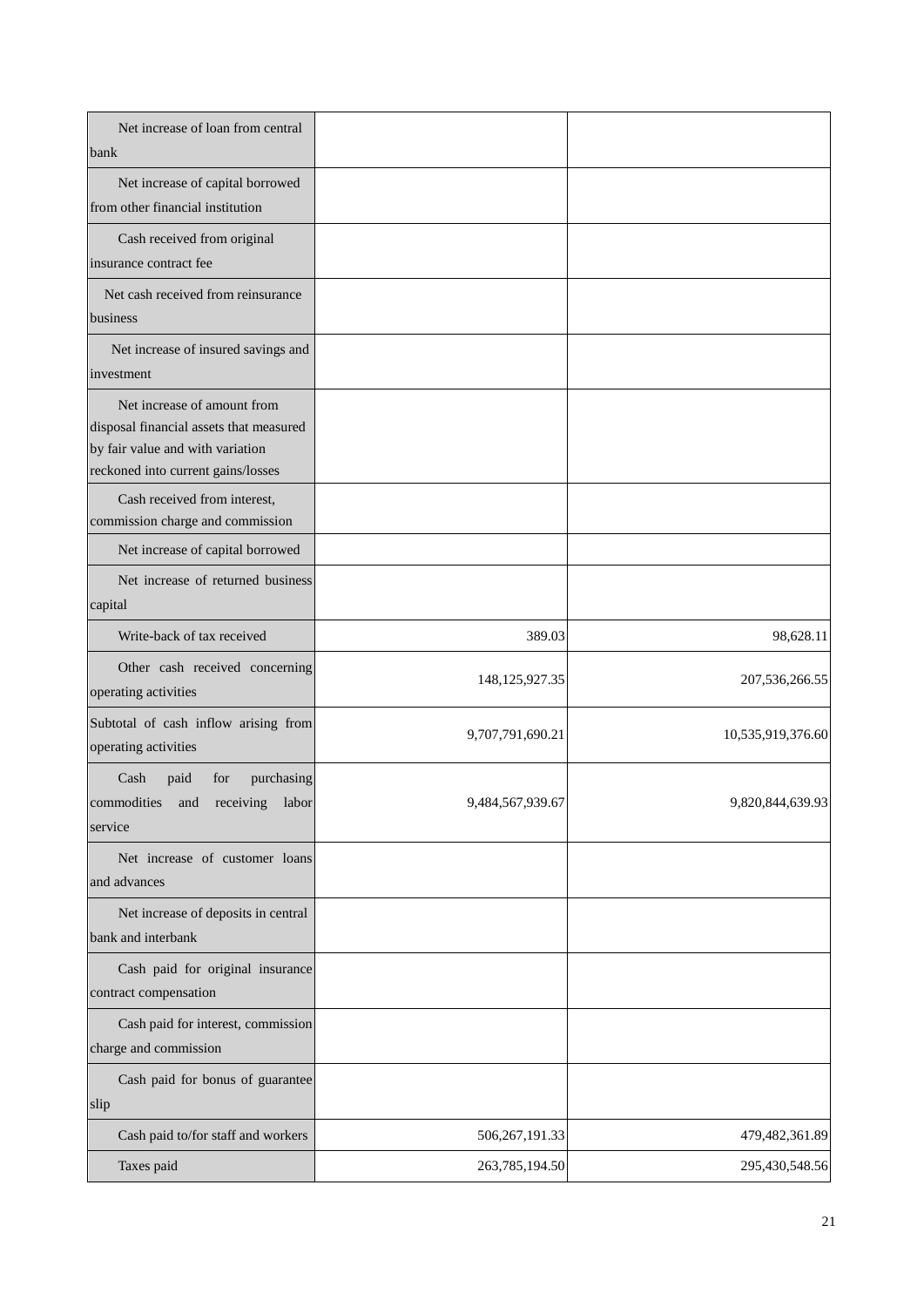| | | |
|---|---|---|
| Net increase of loan from central bank | | |
| Net increase of capital borrowed from other financial institution | | |
| Cash received from original insurance contract fee | | |
| Net cash received from reinsurance business | | |
| Net increase of insured savings and investment | | |
| Net increase of amount from disposal financial assets that measured by fair value and with variation reckoned into current gains/losses | | |
| Cash received from interest, commission charge and commission | | |
| Net increase of capital borrowed | | |
| Net increase of returned business capital | | |
| Write-back of tax received | 389.03 | 98,628.11 |
| Other cash received concerning operating activities | 148,125,927.35 | 207,536,266.55 |
| Subtotal of cash inflow arising from operating activities | 9,707,791,690.21 | 10,535,919,376.60 |
| Cash paid for purchasing commodities and receiving labor service | 9,484,567,939.67 | 9,820,844,639.93 |
| Net increase of customer loans and advances | | |
| Net increase of deposits in central bank and interbank | | |
| Cash paid for original insurance contract compensation | | |
| Cash paid for interest, commission charge and commission | | |
| Cash paid for bonus of guarantee slip | | |
| Cash paid to/for staff and workers | 506,267,191.33 | 479,482,361.89 |
| Taxes paid | 263,785,194.50 | 295,430,548.56 |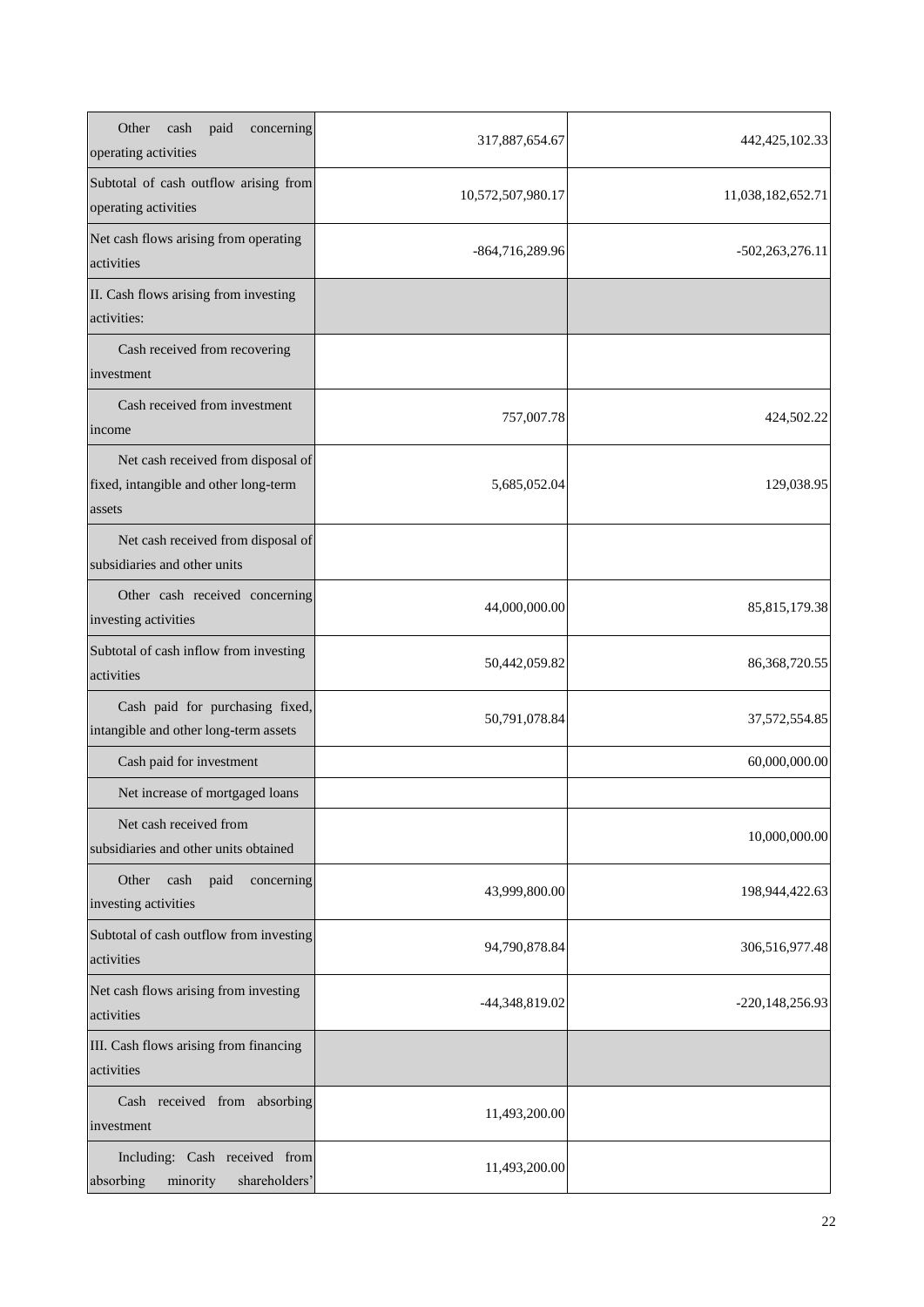| | | |
|---|---|---|
| Other cash paid concerning operating activities | 317,887,654.67 | 442,425,102.33 |
| Subtotal of cash outflow arising from operating activities | 10,572,507,980.17 | 11,038,182,652.71 |
| Net cash flows arising from operating activities | -864,716,289.96 | -502,263,276.11 |
| II. Cash flows arising from investing activities: | | |
| Cash received from recovering investment | | |
| Cash received from investment income | 757,007.78 | 424,502.22 |
| Net cash received from disposal of fixed, intangible and other long-term assets | 5,685,052.04 | 129,038.95 |
| Net cash received from disposal of subsidiaries and other units | | |
| Other cash received concerning investing activities | 44,000,000.00 | 85,815,179.38 |
| Subtotal of cash inflow from investing activities | 50,442,059.82 | 86,368,720.55 |
| Cash paid for purchasing fixed, intangible and other long-term assets | 50,791,078.84 | 37,572,554.85 |
| Cash paid for investment | | 60,000,000.00 |
| Net increase of mortgaged loans | | |
| Net cash received from subsidiaries and other units obtained | | 10,000,000.00 |
| Other cash paid concerning investing activities | 43,999,800.00 | 198,944,422.63 |
| Subtotal of cash outflow from investing activities | 94,790,878.84 | 306,516,977.48 |
| Net cash flows arising from investing activities | -44,348,819.02 | -220,148,256.93 |
| III. Cash flows arising from financing activities | | |
| Cash received from absorbing investment | 11,493,200.00 | |
| Including: Cash received from absorbing minority shareholders' | 11,493,200.00 | |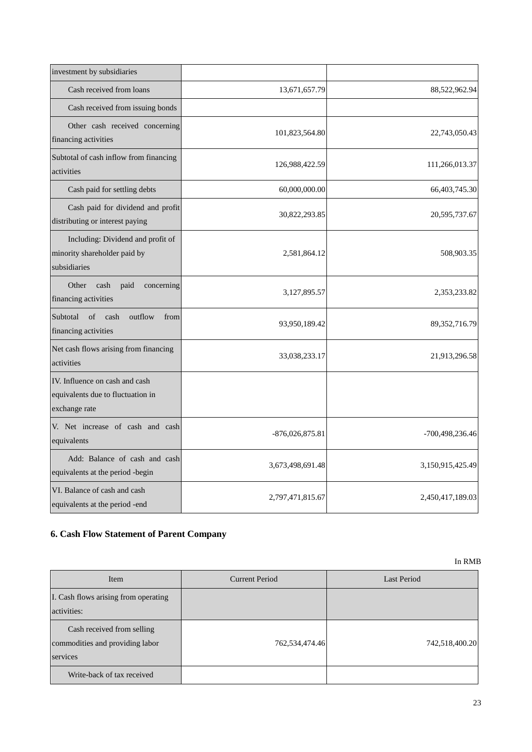| investment by subsidiaries | | |
|---|---|---|
| Cash received from loans | 13,671,657.79 | 88,522,962.94 |
| Cash received from issuing bonds | | |
| Other cash received concerning financing activities | 101,823,564.80 | 22,743,050.43 |
| Subtotal of cash inflow from financing activities | 126,988,422.59 | 111,266,013.37 |
| Cash paid for settling debts | 60,000,000.00 | 66,403,745.30 |
| Cash paid for dividend and profit distributing or interest paying | 30,822,293.85 | 20,595,737.67 |
| Including: Dividend and profit of minority shareholder paid by subsidiaries | 2,581,864.12 | 508,903.35 |
| Other cash paid concerning financing activities | 3,127,895.57 | 2,353,233.82 |
| Subtotal of cash outflow from financing activities | 93,950,189.42 | 89,352,716.79 |
| Net cash flows arising from financing activities | 33,038,233.17 | 21,913,296.58 |
| IV. Influence on cash and cash equivalents due to fluctuation in exchange rate | | |
| V. Net increase of cash and cash equivalents | -876,026,875.81 | -700,498,236.46 |
| Add: Balance of cash and cash equivalents at the period -begin | 3,673,498,691.48 | 3,150,915,425.49 |
| VI. Balance of cash and cash equivalents at the period -end | 2,797,471,815.67 | 2,450,417,189.03 |

## 6. Cash Flow Statement of Parent Company

In RMB

| Item | Current Period | Last Period |
|---|---|---|
| I. Cash flows arising from operating activities: | | |
| Cash received from selling commodities and providing labor services | 762,534,474.46 | 742,518,400.20 |
| Write-back of tax received | | |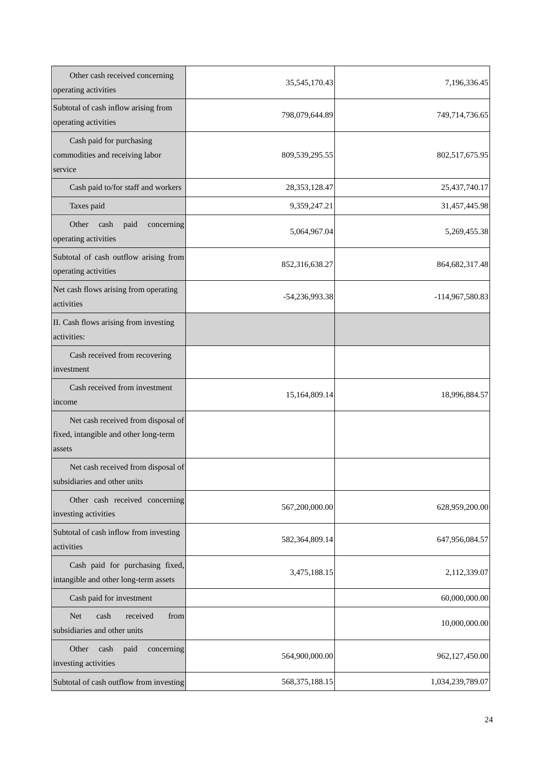| | | |
|---|---|---|
| Other cash received concerning operating activities | 35,545,170.43 | 7,196,336.45 |
| Subtotal of cash inflow arising from operating activities | 798,079,644.89 | 749,714,736.65 |
| Cash paid for purchasing commodities and receiving labor service | 809,539,295.55 | 802,517,675.95 |
| Cash paid to/for staff and workers | 28,353,128.47 | 25,437,740.17 |
| Taxes paid | 9,359,247.21 | 31,457,445.98 |
| Other cash paid concerning operating activities | 5,064,967.04 | 5,269,455.38 |
| Subtotal of cash outflow arising from operating activities | 852,316,638.27 | 864,682,317.48 |
| Net cash flows arising from operating activities | -54,236,993.38 | -114,967,580.83 |
| II. Cash flows arising from investing activities: | | |
| Cash received from recovering investment | | |
| Cash received from investment income | 15,164,809.14 | 18,996,884.57 |
| Net cash received from disposal of fixed, intangible and other long-term assets | | |
| Net cash received from disposal of subsidiaries and other units | | |
| Other cash received concerning investing activities | 567,200,000.00 | 628,959,200.00 |
| Subtotal of cash inflow from investing activities | 582,364,809.14 | 647,956,084.57 |
| Cash paid for purchasing fixed, intangible and other long-term assets | 3,475,188.15 | 2,112,339.07 |
| Cash paid for investment | | 60,000,000.00 |
| Net cash received from subsidiaries and other units | | 10,000,000.00 |
| Other cash paid concerning investing activities | 564,900,000.00 | 962,127,450.00 |
| Subtotal of cash outflow from investing | 568,375,188.15 | 1,034,239,789.07 |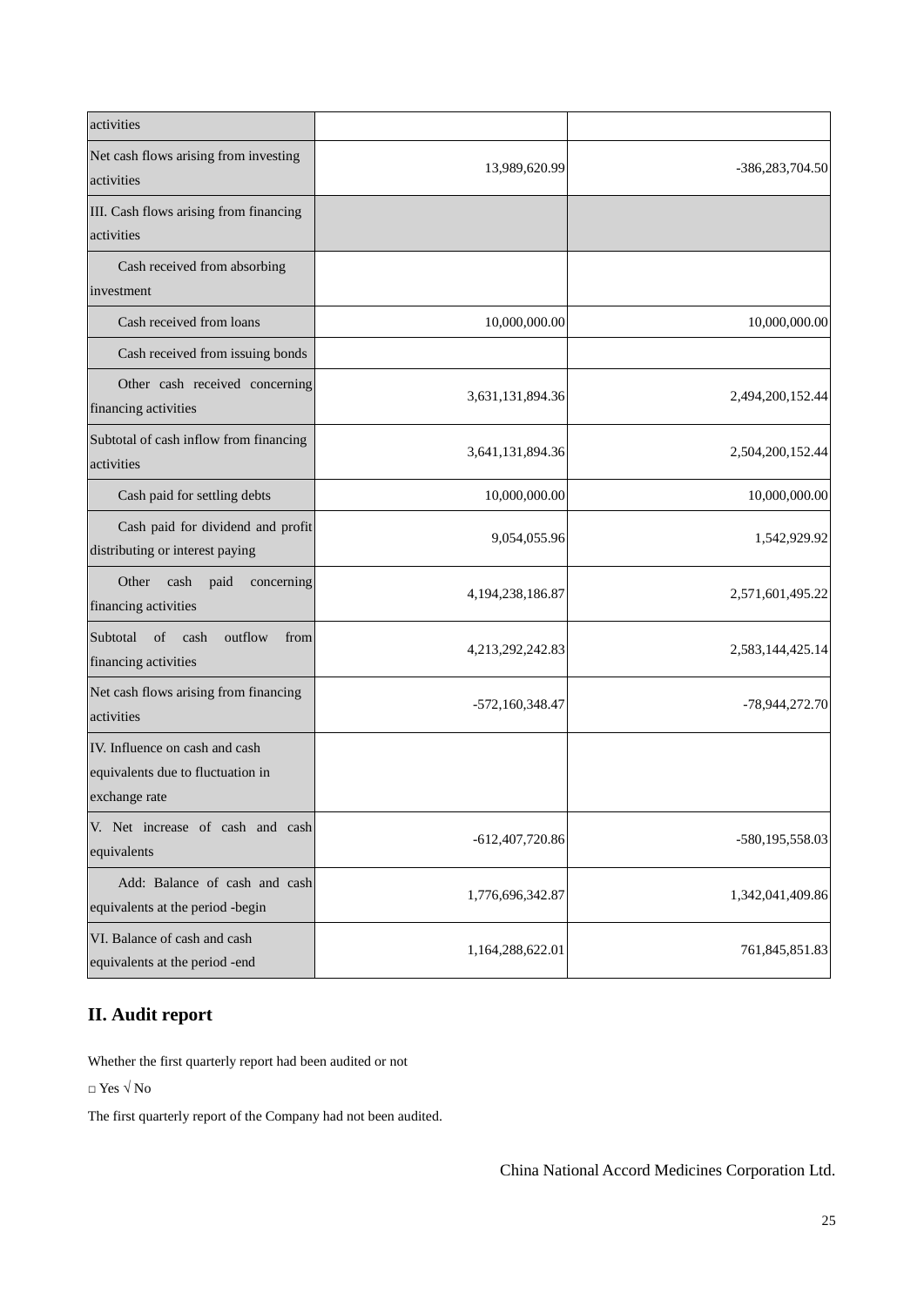| | | |
|---|---|---|
| activities | | |
| Net cash flows arising from investing activities | 13,989,620.99 | -386,283,704.50 |
| III. Cash flows arising from financing activities | | |
| Cash received from absorbing investment | | |
| Cash received from loans | 10,000,000.00 | 10,000,000.00 |
| Cash received from issuing bonds | | |
| Other cash received concerning financing activities | 3,631,131,894.36 | 2,494,200,152.44 |
| Subtotal of cash inflow from financing activities | 3,641,131,894.36 | 2,504,200,152.44 |
| Cash paid for settling debts | 10,000,000.00 | 10,000,000.00 |
| Cash paid for dividend and profit distributing or interest paying | 9,054,055.96 | 1,542,929.92 |
| Other cash paid concerning financing activities | 4,194,238,186.87 | 2,571,601,495.22 |
| Subtotal of cash outflow from financing activities | 4,213,292,242.83 | 2,583,144,425.14 |
| Net cash flows arising from financing activities | -572,160,348.47 | -78,944,272.70 |
| IV. Influence on cash and cash equivalents due to fluctuation in exchange rate | | |
| V. Net increase of cash and cash equivalents | -612,407,720.86 | -580,195,558.03 |
| Add: Balance of cash and cash equivalents at the period -begin | 1,776,696,342.87 | 1,342,041,409.86 |
| VI. Balance of cash and cash equivalents at the period -end | 1,164,288,622.01 | 761,845,851.83 |

## II. Audit report

Whether the first quarterly report had been audited or not

□ Yes √ No

The first quarterly report of the Company had not been audited.

China National Accord Medicines Corporation Ltd.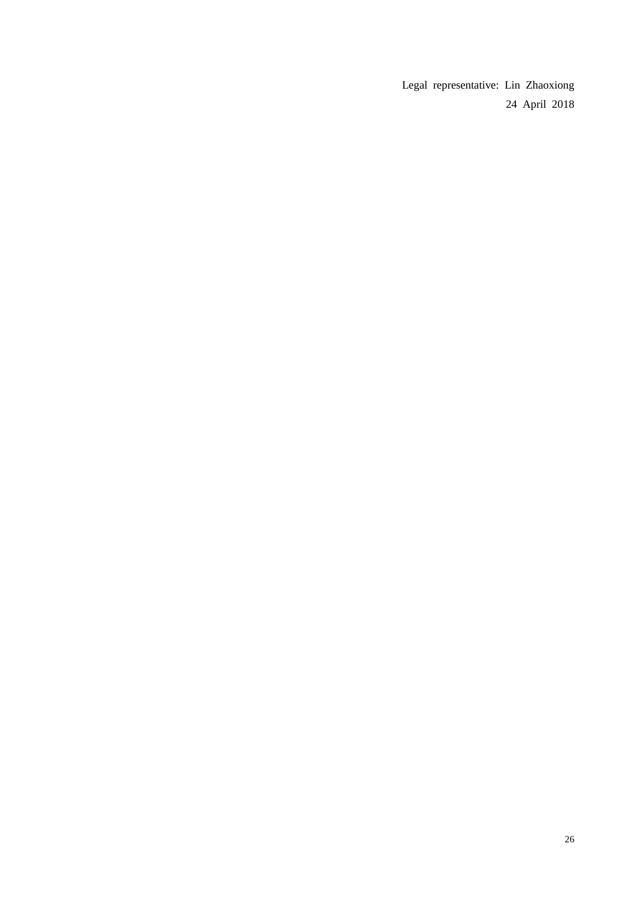Legal representative: Lin Zhaoxiong

24 April 2018